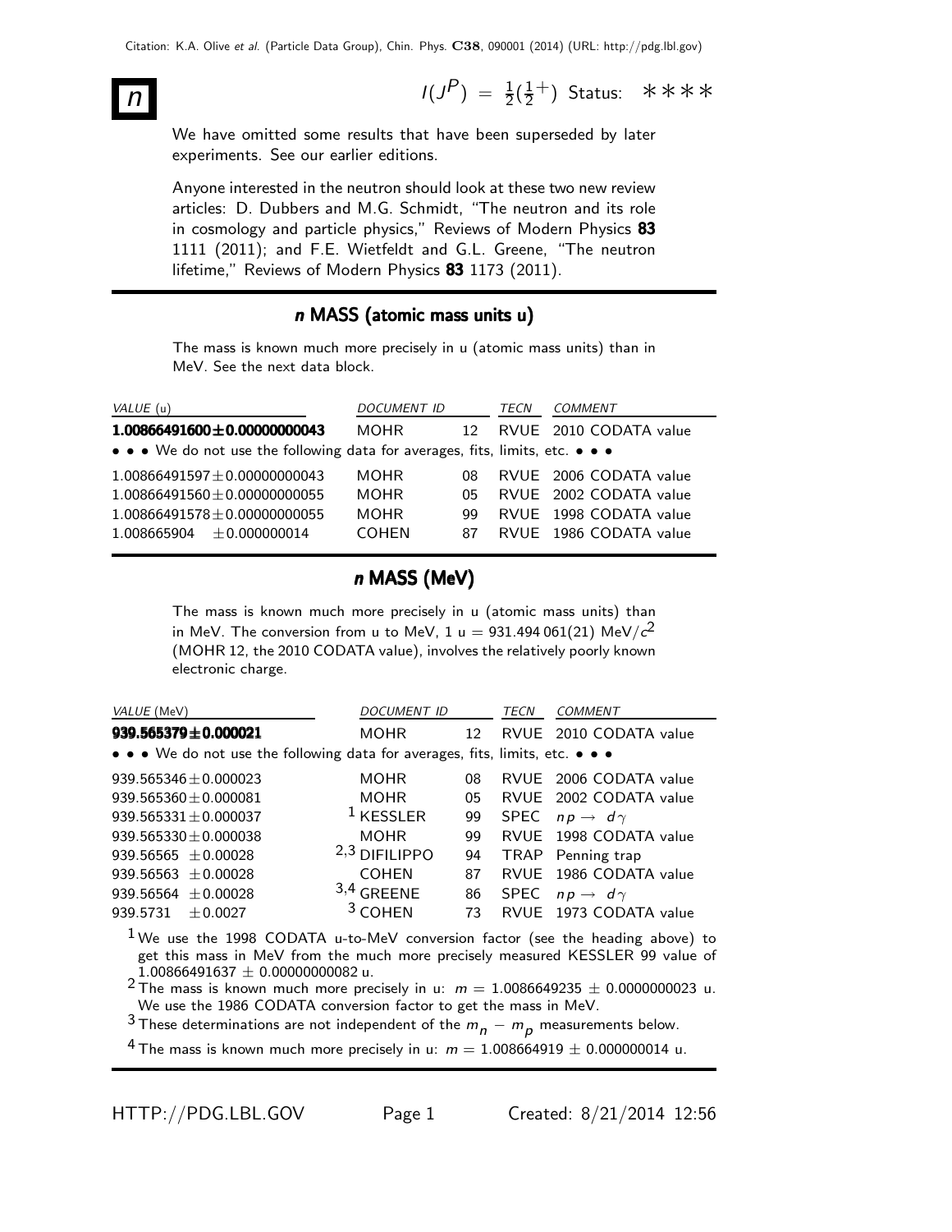# $n$

$I(J^P) = \frac{1}{2}(\frac{1}{2}^+)$ Status: ∗∗∗∗

We have omitted some results that have been superseded by later experiments. See our earlier editions.

Anyone interested in the neutron should look at these two new review articles: D. Dubbers and M.G. Schmidt, "The neutron and its role in cosmology and particle physics," Reviews of Modern Physics **83** 1111 (2011); and F.E. Wietfeldt and G.L. Greene, "The neutron lifetime," Reviews of Modern Physics **83** 1173 (2011).

## $n$ MASS (atomic mass units u)

The mass is known much more precisely in u (atomic mass units) than in MeV. See the next data block.

| *VALUE* (u) | *DOCUMENT ID* | | *TECN* | *COMMENT* |
|---|---|---|---|---|
| **1.00866491600±0.00000000043** | MOHR | 12 | RVUE | 2010 CODATA value |
| • • • We do not use the following data for averages, fits, limits, etc. • • • | | | | |
| 1.00866491597±0.00000000043 | MOHR | 08 | RVUE | 2006 CODATA value |
| 1.00866491560±0.00000000055 | MOHR | 05 | RVUE | 2002 CODATA value |
| 1.00866491578±0.00000000055 | MOHR | 99 | RVUE | 1998 CODATA value |
| 1.008665904 ±0.000000014 | COHEN | 87 | RVUE | 1986 CODATA value |

## $n$ MASS (MeV)

The mass is known much more precisely in u (atomic mass units) than in MeV. The conversion from u to MeV, 1 u = 931.494 061(21) MeV/$c^2$ (MOHR 12, the 2010 CODATA value), involves the relatively poorly known electronic charge.

| *VALUE* (MeV) | *DOCUMENT ID* | | *TECN* | *COMMENT* |
|---|---|---|---|---|
| **939.565379±0.000021** | MOHR | 12 | RVUE | 2010 CODATA value |
| • • • We do not use the following data for averages, fits, limits, etc. • • • | | | | |
| 939.565346±0.000023 | MOHR | 08 | RVUE | 2006 CODATA value |
| 939.565360±0.000081 | MOHR | 05 | RVUE | 2002 CODATA value |
| 939.565331±0.000037 | [1] KESSLER | 99 | SPEC | $np \to d\gamma$ |
| 939.565330±0.000038 | MOHR | 99 | RVUE | 1998 CODATA value |
| 939.56565 ±0.00028 | [2,3] DIFILIPPO | 94 | TRAP | Penning trap |
| 939.56563 ±0.00028 | COHEN | 87 | RVUE | 1986 CODATA value |
| 939.56564 ±0.00028 | [3,4] GREENE | 86 | SPEC | $np \to d\gamma$ |
| 939.5731 ±0.0027 | [3] COHEN | 73 | RVUE | 1973 CODATA value |

[1] We use the 1998 CODATA u-to-MeV conversion factor (see the heading above) to get this mass in MeV from the much more precisely measured KESSLER 99 value of 1.00866491637 ± 0.00000000082 u.

[2] The mass is known much more precisely in u: $m$ = 1.0086649235 ± 0.0000000023 u. We use the 1986 CODATA conversion factor to get the mass in MeV.

[3] These determinations are not independent of the $m_n - m_p$ measurements below.

[4] The mass is known much more precisely in u: $m$ = 1.008664919 ± 0.000000014 u.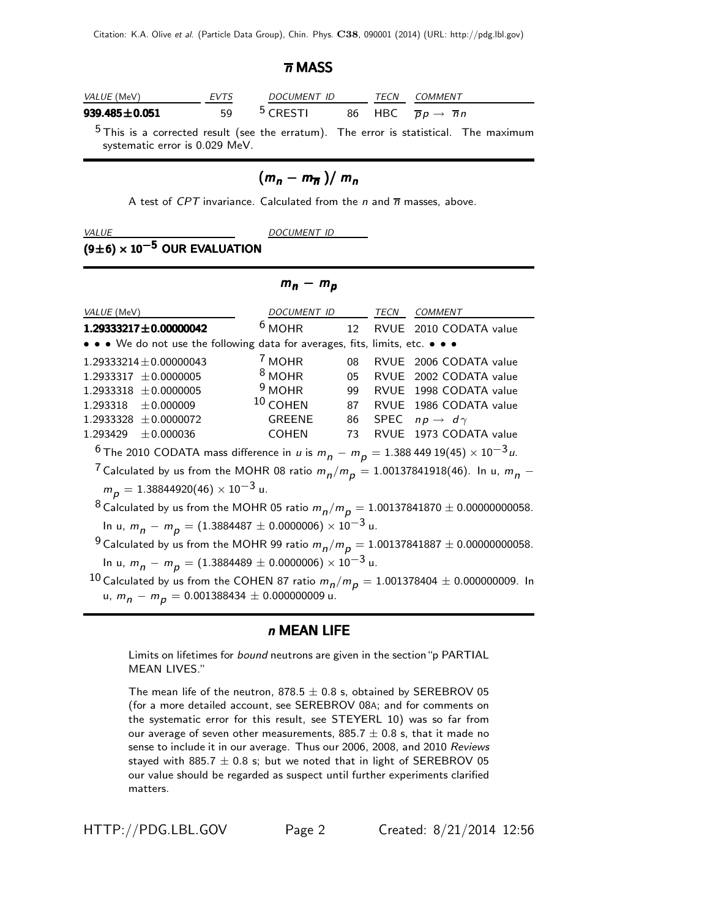## $\overline{n}$ MASS

| VALUE (MeV) | EVTS | DOCUMENT ID | | TECN | COMMENT |
|---|---|---|---|---|---|
| **939.485±0.051** | 59 | [5] CRESTI | 86 | HBC | $\overline{p}p \to \overline{n}n$ |

[5] This is a corrected result (see the erratum). The error is statistical. The maximum systematic error is 0.029 MeV.

## $(m_n - m_{\overline{n}})/\,m_n$

A test of *CPT* invariance. Calculated from the $n$ and $\overline{n}$ masses, above.

| VALUE | DOCUMENT ID |
|---|---|
| **$(9\pm6)\times10^{-5}$ OUR EVALUATION** | |

## $m_n - m_p$

| VALUE (MeV) | DOCUMENT ID | | TECN | COMMENT |
|---|---|---|---|---|
| **1.29333217±0.00000042** | [6] MOHR | 12 | RVUE | 2010 CODATA value |
| • • • We do not use the following data for averages, fits, limits, etc. • • • | | | | |
| 1.29333214±0.00000043 | [7] MOHR | 08 | RVUE | 2006 CODATA value |
| 1.2933317 ±0.0000005 | [8] MOHR | 05 | RVUE | 2002 CODATA value |
| 1.2933318 ±0.0000005 | [9] MOHR | 99 | RVUE | 1998 CODATA value |
| 1.293318 ±0.000009 | [10] COHEN | 87 | RVUE | 1986 CODATA value |
| 1.2933328 ±0.0000072 | GREENE | 86 | SPEC | $np \to d\gamma$ |
| 1.293429 ±0.000036 | COHEN | 73 | RVUE | 1973 CODATA value |

[6] The 2010 CODATA mass difference in $u$ is $m_n - m_p = 1.388\,449\,19(45)\times10^{-3}u$.

[7] Calculated by us from the MOHR 08 ratio $m_n/m_p = 1.00137841918(46)$. In u, $m_n - m_p = 1.38844920(46)\times10^{-3}$ u.

[8] Calculated by us from the MOHR 05 ratio $m_n/m_p = 1.00137841870 \pm 0.00000000058$. In u, $m_n - m_p = (1.3884487 \pm 0.0000006)\times10^{-3}$ u.

[9] Calculated by us from the MOHR 99 ratio $m_n/m_p = 1.00137841887 \pm 0.00000000058$. In u, $m_n - m_p = (1.3884489 \pm 0.0000006)\times10^{-3}$ u.

[10] Calculated by us from the COHEN 87 ratio $m_n/m_p = 1.001378404 \pm 0.000000009$. In u, $m_n - m_p = 0.001388434 \pm 0.000000009$ u.

## $n$ MEAN LIFE

Limits on lifetimes for *bound* neutrons are given in the section "p PARTIAL MEAN LIVES."

The mean life of the neutron, 878.5 ± 0.8 s, obtained by SEREBROV 05 (for a more detailed account, see SEREBROV 08A; and for comments on the systematic error for this result, see STEYERL 10) was so far from our average of seven other measurements, 885.7 ± 0.8 s, that it made no sense to include it in our average. Thus our 2006, 2008, and 2010 *Reviews* stayed with 885.7 ± 0.8 s; but we noted that in light of SEREBROV 05 our value should be regarded as suspect until further experiments clarified matters.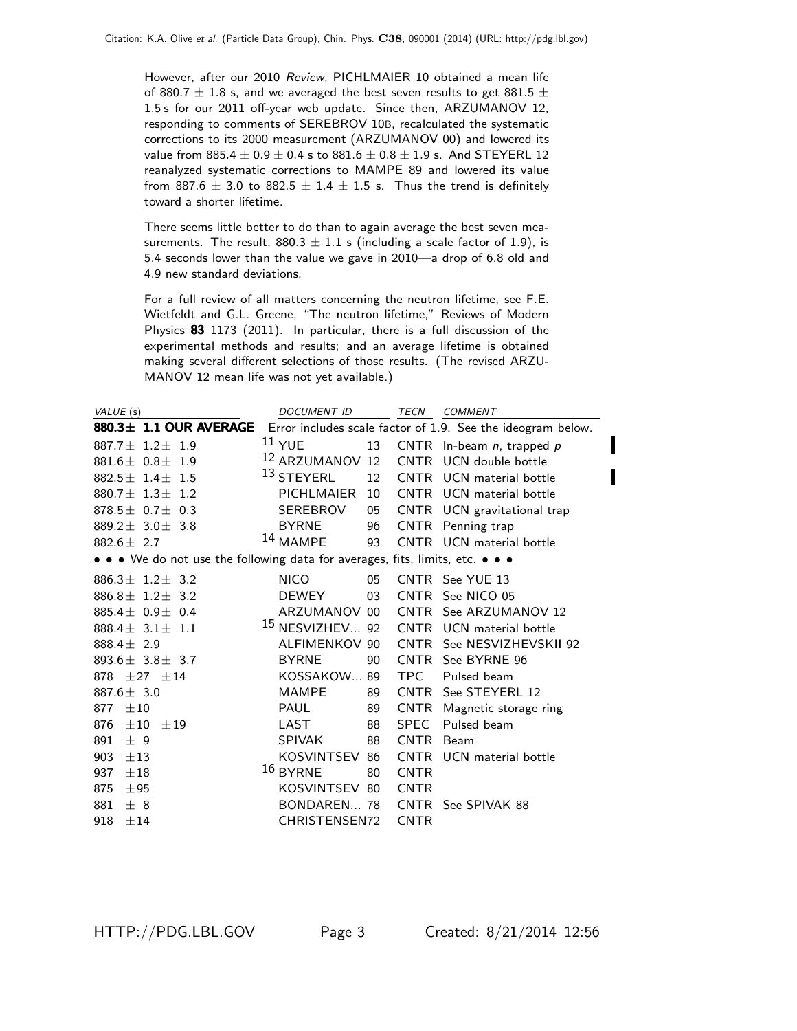However, after our 2010 *Review*, PICHLMAIER 10 obtained a mean life of 880.7 ± 1.8 s, and we averaged the best seven results to get 881.5 ± 1.5 s for our 2011 off-year web update. Since then, ARZUMANOV 12, responding to comments of SEREBROV 10B, recalculated the systematic corrections to its 2000 measurement (ARZUMANOV 00) and lowered its value from 885.4 ± 0.9 ± 0.4 s to 881.6 ± 0.8 ± 1.9 s. And STEYERL 12 reanalyzed systematic corrections to MAMPE 89 and lowered its value from 887.6 ± 3.0 to 882.5 ± 1.4 ± 1.5 s. Thus the trend is definitely toward a shorter lifetime.

There seems little better to do than to again average the best seven measurements. The result, 880.3 ± 1.1 s (including a scale factor of 1.9), is 5.4 seconds lower than the value we gave in 2010—a drop of 6.8 old and 4.9 new standard deviations.

For a full review of all matters concerning the neutron lifetime, see F.E. Wietfeldt and G.L. Greene, "The neutron lifetime," Reviews of Modern Physics **83** 1173 (2011). In particular, there is a full discussion of the experimental methods and results; and an average lifetime is obtained making several different selections of those results. (The revised ARZUMANOV 12 mean life was not yet available.)

| *VALUE* (s) | *DOCUMENT ID* | | *TECN* | *COMMENT* |
|---|---|---|---|---|
| **880.3± 1.1 OUR AVERAGE** | Error includes scale factor of 1.9. See the ideogram below. | | | |
| 887.7± 1.2± 1.9 | [11] YUE | 13 | CNTR | In-beam $n$, trapped $p$ |
| 881.6± 0.8± 1.9 | [12] ARZUMANOV | 12 | CNTR | UCN double bottle |
| 882.5± 1.4± 1.5 | [13] STEYERL | 12 | CNTR | UCN material bottle |
| 880.7± 1.3± 1.2 | PICHLMAIER | 10 | CNTR | UCN material bottle |
| 878.5± 0.7± 0.3 | SEREBROV | 05 | CNTR | UCN gravitational trap |
| 889.2± 3.0± 3.8 | BYRNE | 96 | CNTR | Penning trap |
| 882.6± 2.7 | [14] MAMPE | 93 | CNTR | UCN material bottle |
| • • • We do not use the following data for averages, fits, limits, etc. • • • | | | | |
| 886.3± 1.2± 3.2 | NICO | 05 | CNTR | See YUE 13 |
| 886.8± 1.2± 3.2 | DEWEY | 03 | CNTR | See NICO 05 |
| 885.4± 0.9± 0.4 | ARZUMANOV | 00 | CNTR | See ARZUMANOV 12 |
| 888.4± 3.1± 1.1 | [15] NESVIZHEV... | 92 | CNTR | UCN material bottle |
| 888.4± 2.9 | ALFIMENKOV | 90 | CNTR | See NESVIZHEVSKII 92 |
| 893.6± 3.8± 3.7 | BYRNE | 90 | CNTR | See BYRNE 96 |
| 878 ±27 ±14 | KOSSAKOW... | 89 | TPC | Pulsed beam |
| 887.6± 3.0 | MAMPE | 89 | CNTR | See STEYERL 12 |
| 877 ±10 | PAUL | 89 | CNTR | Magnetic storage ring |
| 876 ±10 ±19 | LAST | 88 | SPEC | Pulsed beam |
| 891 ± 9 | SPIVAK | 88 | CNTR | Beam |
| 903 ±13 | KOSVINTSEV | 86 | CNTR | UCN material bottle |
| 937 ±18 | [16] BYRNE | 80 | CNTR | |
| 875 ±95 | KOSVINTSEV | 80 | CNTR | |
| 881 ± 8 | BONDAREN... | 78 | CNTR | See SPIVAK 88 |
| 918 ±14 | CHRISTENSEN | 72 | CNTR | |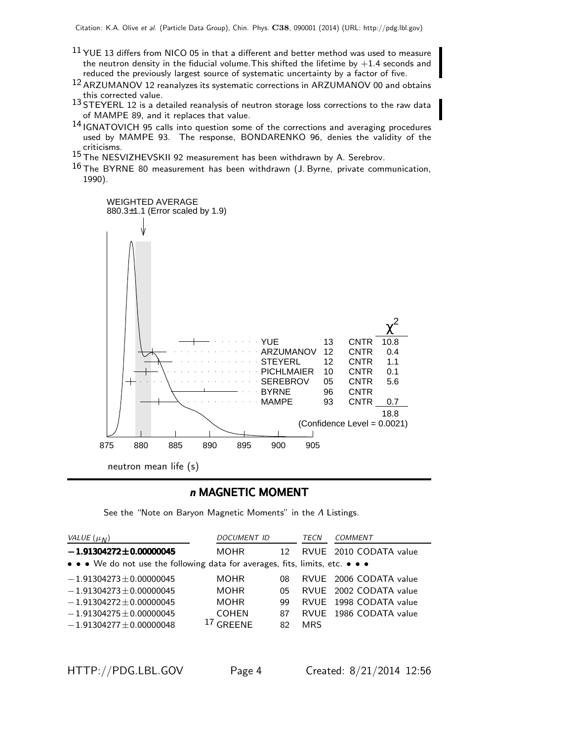[11] YUE 13 differs from NICO 05 in that a different and better method was used to measure the neutron density in the fiducial volume. This shifted the lifetime by +1.4 seconds and reduced the previously largest source of systematic uncertainty by a factor of five.

[12] ARZUMANOV 12 reanalyzes its systematic corrections in ARZUMANOV 00 and obtains this corrected value.

[13] STEYERL 12 is a detailed reanalysis of neutron storage loss corrections to the raw data of MAMPE 89, and it replaces that value.

[14] IGNATOVICH 95 calls into question some of the corrections and averaging procedures used by MAMPE 93. The response, BONDARENKO 96, denies the validity of the criticisms.

[15] The NESVIZHEVSKII 92 measurement has been withdrawn by A. Serebrov.

[16] The BYRNE 80 measurement has been withdrawn (J. Byrne, private communication, 1990).

WEIGHTED AVERAGE
880.3±1.1 (Error scaled by 1.9)

| | | | $\chi^2$ |
|---|---|---|---|
| YUE | 13 | CNTR | 10.8 |
| ARZUMANOV | 12 | CNTR | 0.4 |
| STEYERL | 12 | CNTR | 1.1 |
| PICHLMAIER | 10 | CNTR | 0.1 |
| SEREBROV | 05 | CNTR | 5.6 |
| BYRNE | 96 | CNTR | |
| MAMPE | 93 | CNTR | 0.7 |
| | | | 18.8 |

(Confidence Level = 0.0021)

875 880 885 890 895 900 905

neutron mean life (s)

## *n* MAGNETIC MOMENT

See the "Note on Baryon Magnetic Moments" in the Λ Listings.

| VALUE ($\mu_N$) | DOCUMENT ID | | TECN | COMMENT |
|---|---|---|---|---|
| **−1.91304272±0.00000045** | MOHR | 12 | RVUE | 2010 CODATA value |
| • • • We do not use the following data for averages, fits, limits, etc. • • • | | | | |
| −1.91304273±0.00000045 | MOHR | 08 | RVUE | 2006 CODATA value |
| −1.91304273±0.00000045 | MOHR | 05 | RVUE | 2002 CODATA value |
| −1.91304272±0.00000045 | MOHR | 99 | RVUE | 1998 CODATA value |
| −1.91304275±0.00000045 | COHEN | 87 | RVUE | 1986 CODATA value |
| −1.91304277±0.00000048 | [17] GREENE | 82 | MRS | |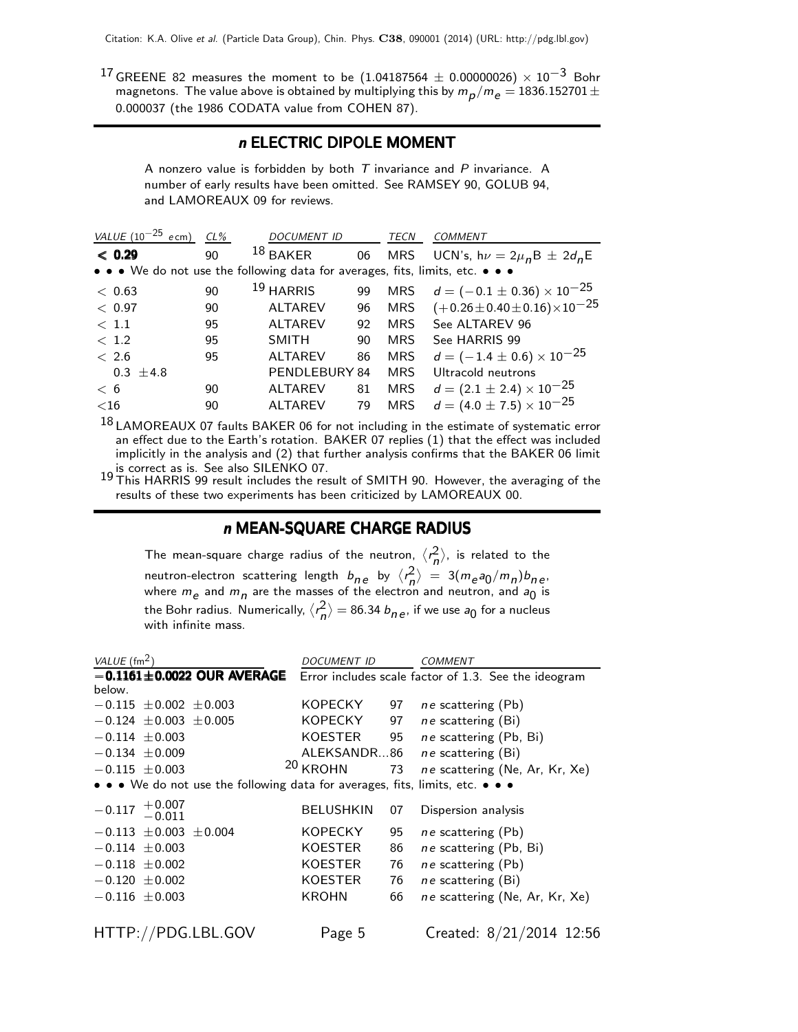[17] GREENE 82 measures the moment to be $(1.04187564 \pm 0.00000026) \times 10^{-3}$ Bohr magnetons. The value above is obtained by multiplying this by $m_p/m_e = 1836.152701 \pm 0.000037$ (the 1986 CODATA value from COHEN 87).

## *n* ELECTRIC DIPOLE MOMENT

A nonzero value is forbidden by both $T$ invariance and $P$ invariance. A number of early results have been omitted. See RAMSEY 90, GOLUB 94, and LAMOREAUX 09 for reviews.

| VALUE ($10^{-25}$ e cm) | CL% | DOCUMENT ID | | TECN | COMMENT |
|---|---|---|---|---|---|
| **< 0.29** | 90 | [18] BAKER | 06 | MRS | UCN's, $h\nu = 2\mu_n B \pm 2d_n E$ |
| • • • We do not use the following data for averages, fits, limits, etc. • • • | | | | | |
| < 0.63 | 90 | [19] HARRIS | 99 | MRS | $d = (-0.1 \pm 0.36) \times 10^{-25}$ |
| < 0.97 | 90 | ALTAREV | 96 | MRS | $(+0.26 \pm 0.40 \pm 0.16) \times 10^{-25}$ |
| < 1.1 | 95 | ALTAREV | 92 | MRS | See ALTAREV 96 |
| < 1.2 | 95 | SMITH | 90 | MRS | See HARRIS 99 |
| < 2.6 | 95 | ALTAREV | 86 | MRS | $d = (-1.4 \pm 0.6) \times 10^{-25}$ |
| 0.3 ±4.8 | | PENDLEBURY | 84 | MRS | Ultracold neutrons |
| < 6 | 90 | ALTAREV | 81 | MRS | $d = (2.1 \pm 2.4) \times 10^{-25}$ |
| <16 | 90 | ALTAREV | 79 | MRS | $d = (4.0 \pm 7.5) \times 10^{-25}$ |

[18] LAMOREAUX 07 faults BAKER 06 for not including in the estimate of systematic error an effect due to the Earth's rotation. BAKER 07 replies (1) that the effect was included implicitly in the analysis and (2) that further analysis confirms that the BAKER 06 limit is correct as is. See also SILENKO 07.

[19] This HARRIS 99 result includes the result of SMITH 90. However, the averaging of the results of these two experiments has been criticized by LAMOREAUX 00.

## *n* MEAN-SQUARE CHARGE RADIUS

The mean-square charge radius of the neutron, $\langle r_n^2 \rangle$, is related to the neutron-electron scattering length $b_{ne}$ by $\langle r_n^2 \rangle = 3(m_e a_0/m_n) b_{ne}$, where $m_e$ and $m_n$ are the masses of the electron and neutron, and $a_0$ is the Bohr radius. Numerically, $\langle r_n^2 \rangle = 86.34\, b_{ne}$, if we use $a_0$ for a nucleus with infinite mass.

| VALUE (fm$^2$) | DOCUMENT ID | | COMMENT |
|---|---|---|---|
| **−0.1161±0.0022 OUR AVERAGE** | | | Error includes scale factor of 1.3. See the ideogram below. |
| −0.115 ±0.002 ±0.003 | KOPECKY | 97 | $ne$ scattering (Pb) |
| −0.124 ±0.003 ±0.005 | KOPECKY | 97 | $ne$ scattering (Bi) |
| −0.114 ±0.003 | KOESTER | 95 | $ne$ scattering (Pb, Bi) |
| −0.134 ±0.009 | ALEKSANDR... | 86 | $ne$ scattering (Bi) |
| −0.115 ±0.003 | [20] KROHN | 73 | $ne$ scattering (Ne, Ar, Kr, Xe) |
| • • • We do not use the following data for averages, fits, limits, etc. • • • | | | |
| $-0.117\ ^{+0.007}_{-0.011}$ | BELUSHKIN | 07 | Dispersion analysis |
| −0.113 ±0.003 ±0.004 | KOPECKY | 95 | $ne$ scattering (Pb) |
| −0.114 ±0.003 | KOESTER | 86 | $ne$ scattering (Pb, Bi) |
| −0.118 ±0.002 | KOESTER | 76 | $ne$ scattering (Pb) |
| −0.120 ±0.002 | KOESTER | 76 | $ne$ scattering (Bi) |
| −0.116 ±0.003 | KROHN | 66 | $ne$ scattering (Ne, Ar, Kr, Xe) |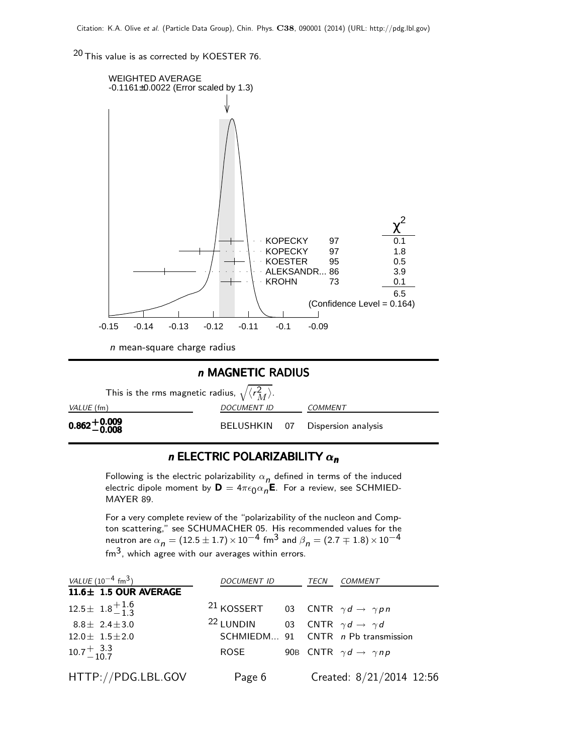[20] This value is as corrected by KOESTER 76.

WEIGHTED AVERAGE
-0.1161±0.0022 (Error scaled by 1.3)

| | | $\chi^2$ |
|---|---|---|
| KOPECKY | 97 | 0.1 |
| KOPECKY | 97 | 1.8 |
| KOESTER | 95 | 0.5 |
| ALEKSANDR... | 86 | 3.9 |
| KROHN | 73 | 0.1 |
| | | 6.5 |

(Confidence Level = 0.164)

-0.15 -0.14 -0.13 -0.12 -0.11 -0.1 -0.09

*n* mean-square charge radius

## *n* MAGNETIC RADIUS

This is the rms magnetic radius, $\sqrt{\langle r_M^2 \rangle}$.

| *VALUE* (fm) | *DOCUMENT ID* | | *COMMENT* |
|---|---|---|---|
| $\mathbf{0.862^{+0.009}_{-0.008}}$ | BELUSHKIN | 07 | Dispersion analysis |

## *n* ELECTRIC POLARIZABILITY $\alpha_n$

Following is the electric polarizability $\alpha_n$ defined in terms of the induced electric dipole moment by $\mathbf{D} = 4\pi\epsilon_0\alpha_n\mathbf{E}$. For a review, see SCHMIEDMAYER 89.

For a very complete review of the "polarizability of the nucleon and Compton scattering," see SCHUMACHER 05. His recommended values for the neutron are $\alpha_n = (12.5 \pm 1.7) \times 10^{-4}$ fm$^3$ and $\beta_n = (2.7 \mp 1.8) \times 10^{-4}$ fm$^3$, which agree with our averages within errors.

| *VALUE* ($10^{-4}$ fm$^3$) | *DOCUMENT ID* | | *TECN* | *COMMENT* |
|---|---|---|---|---|
| **11.6± 1.5 OUR AVERAGE** | | | | |
| $12.5 \pm 1.8^{+1.6}_{-1.3}$ | [21] KOSSERT | 03 | CNTR | $\gamma d \rightarrow \gamma p n$ |
| $8.8 \pm 2.4 \pm 3.0$ | [22] LUNDIN | 03 | CNTR | $\gamma d \rightarrow \gamma d$ |
| $12.0 \pm 1.5 \pm 2.0$ | SCHMIEDM... | 91 | CNTR | *n* Pb transmission |
| $10.7^{+\ 3.3}_{-10.7}$ | ROSE | 90B | CNTR | $\gamma d \rightarrow \gamma n p$ |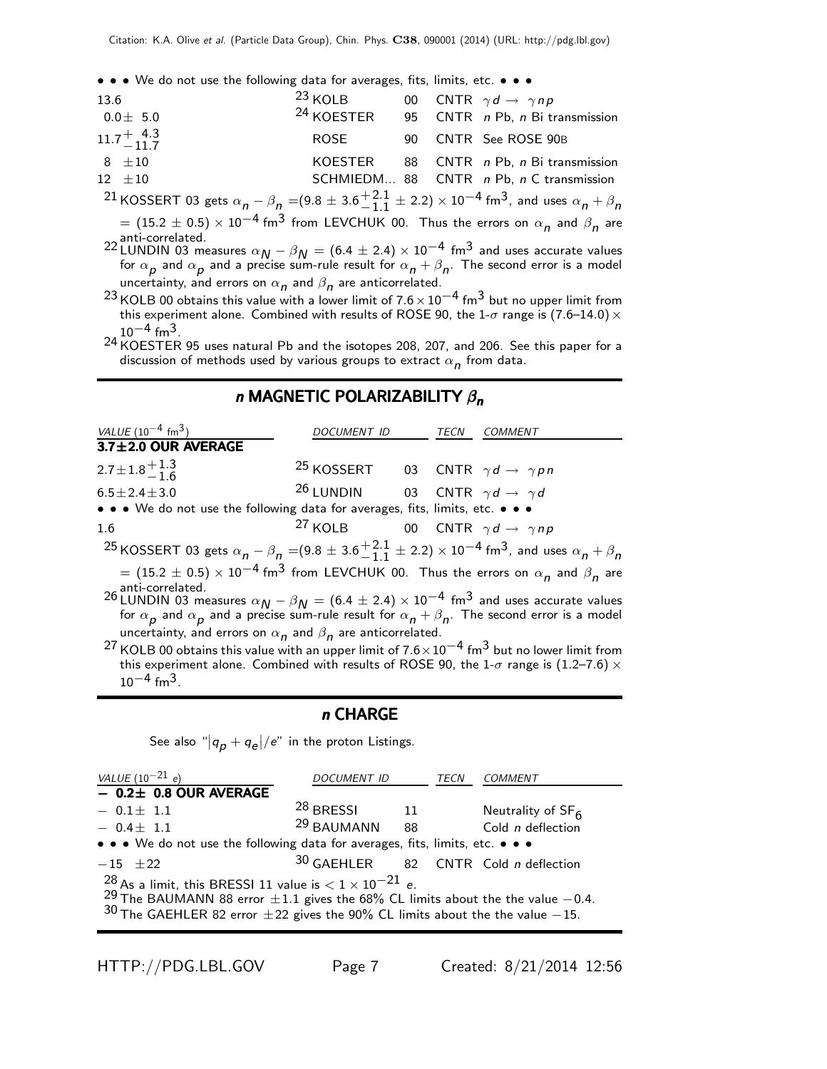• • • We do not use the following data for averages, fits, limits, etc. • • •

| | | | | |
|---|---|---|---|---|
| 13.6 | [23] KOLB | 00 | CNTR | $\gamma d \rightarrow \gamma n p$ |
| $0.0 \pm 5.0$ | [24] KOESTER | 95 | CNTR | $n$ Pb, $n$ Bi transmission |
| $11.7^{+4.3}_{-11.7}$ | ROSE | 90 | CNTR | See ROSE 90B |
| $8 \pm 10$ | KOESTER | 88 | CNTR | $n$ Pb, $n$ Bi transmission |
| $12 \pm 10$ | SCHMIEDM... | 88 | CNTR | $n$ Pb, $n$ C transmission |

[21] KOSSERT 03 gets $\alpha_n - \beta_n = (9.8 \pm 3.6^{+2.1}_{-1.1} \pm 2.2) \times 10^{-4}$ fm$^3$, and uses $\alpha_n + \beta_n = (15.2 \pm 0.5) \times 10^{-4}$ fm$^3$ from LEVCHUK 00. Thus the errors on $\alpha_n$ and $\beta_n$ are anti-correlated.

[22] LUNDIN 03 measures $\alpha_N - \beta_N = (6.4 \pm 2.4) \times 10^{-4}$ fm$^3$ and uses accurate values for $\alpha_p$ and $\alpha_p$ and a precise sum-rule result for $\alpha_n + \beta_n$. The second error is a model uncertainty, and errors on $\alpha_n$ and $\beta_n$ are anticorrelated.

[23] KOLB 00 obtains this value with a lower limit of $7.6 \times 10^{-4}$ fm$^3$ but no upper limit from this experiment alone. Combined with results of ROSE 90, the 1-$\sigma$ range is (7.6–14.0) $\times 10^{-4}$ fm$^3$.

[24] KOESTER 95 uses natural Pb and the isotopes 208, 207, and 206. See this paper for a discussion of methods used by various groups to extract $\alpha_n$ from data.

## *n* MAGNETIC POLARIZABILITY $\beta_n$

| *VALUE* ($10^{-4}$ fm$^3$) | *DOCUMENT ID* | | *TECN* | *COMMENT* |
|---|---|---|---|---|
| **3.7±2.0 OUR AVERAGE** | | | | |
| $2.7 \pm 1.8^{+1.3}_{-1.6}$ | [25] KOSSERT | 03 | CNTR | $\gamma d \rightarrow \gamma p n$ |
| $6.5 \pm 2.4 \pm 3.0$ | [26] LUNDIN | 03 | CNTR | $\gamma d \rightarrow \gamma d$ |
| • • • We do not use the following data for averages, fits, limits, etc. • • • | | | | |
| 1.6 | [27] KOLB | 00 | CNTR | $\gamma d \rightarrow \gamma n p$ |

[25] KOSSERT 03 gets $\alpha_n - \beta_n = (9.8 \pm 3.6^{+2.1}_{-1.1} \pm 2.2) \times 10^{-4}$ fm$^3$, and uses $\alpha_n + \beta_n = (15.2 \pm 0.5) \times 10^{-4}$ fm$^3$ from LEVCHUK 00. Thus the errors on $\alpha_n$ and $\beta_n$ are anti-correlated.

[26] LUNDIN 03 measures $\alpha_N - \beta_N = (6.4 \pm 2.4) \times 10^{-4}$ fm$^3$ and uses accurate values for $\alpha_p$ and $\alpha_p$ and a precise sum-rule result for $\alpha_n + \beta_n$. The second error is a model uncertainty, and errors on $\alpha_n$ and $\beta_n$ are anticorrelated.

[27] KOLB 00 obtains this value with an upper limit of $7.6 \times 10^{-4}$ fm$^3$ but no lower limit from this experiment alone. Combined with results of ROSE 90, the 1-$\sigma$ range is (1.2–7.6) $\times 10^{-4}$ fm$^3$.

## *n* CHARGE

See also "$|q_p + q_e|/e$" in the proton Listings.

| *VALUE* ($10^{-21}$ $e$) | *DOCUMENT ID* | | *TECN* | *COMMENT* |
|---|---|---|---|---|
| **− 0.2± 0.8 OUR AVERAGE** | | | | |
| $-0.1 \pm 1.1$ | [28] BRESSI | 11 | | Neutrality of $SF_6$ |
| $-0.4 \pm 1.1$ | [29] BAUMANN | 88 | | Cold $n$ deflection |
| • • • We do not use the following data for averages, fits, limits, etc. • • • | | | | |
| $-15 \pm 22$ | [30] GAEHLER | 82 | CNTR | Cold $n$ deflection |

[28] As a limit, this BRESSI 11 value is $< 1 \times 10^{-21}$ e.

[29] The BAUMANN 88 error ±1.1 gives the 68% CL limits about the the value −0.4.

[30] The GAEHLER 82 error ±22 gives the 90% CL limits about the the value −15.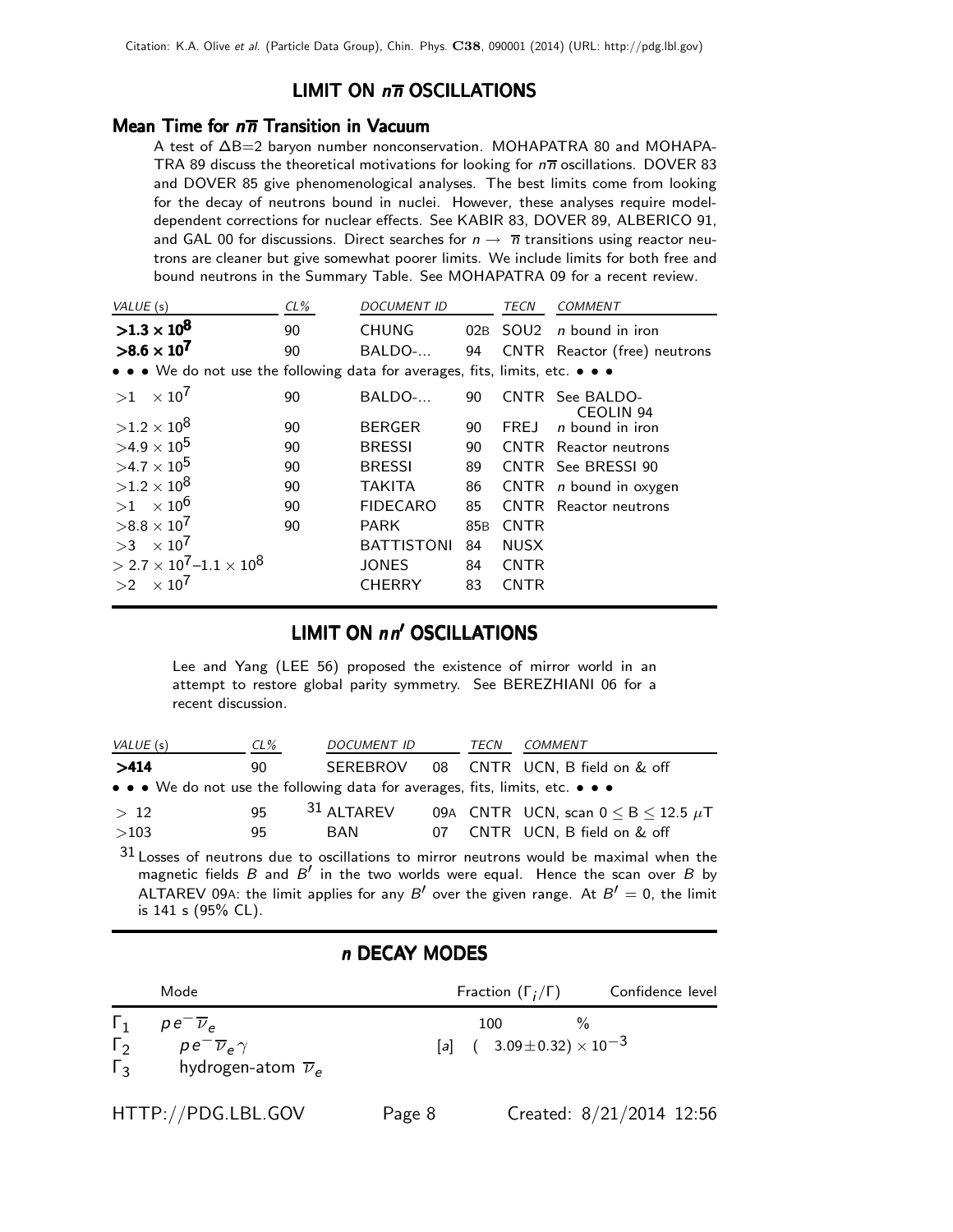## LIMIT ON $n\overline{n}$ OSCILLATIONS

### Mean Time for $n\overline{n}$ Transition in Vacuum

A test of $\Delta B=2$ baryon number nonconservation. MOHAPATRA 80 and MOHAPATRA 89 discuss the theoretical motivations for looking for $n\overline{n}$ oscillations. DOVER 83 and DOVER 85 give phenomenological analyses. The best limits come from looking for the decay of neutrons bound in nuclei. However, these analyses require model-dependent corrections for nuclear effects. See KABIR 83, DOVER 89, ALBERICO 91, and GAL 00 for discussions. Direct searches for $n \rightarrow \overline{n}$ transitions using reactor neutrons are cleaner but give somewhat poorer limits. We include limits for both free and bound neutrons in the Summary Table. See MOHAPATRA 09 for a recent review.

| VALUE (s) | CL% | DOCUMENT ID | | TECN | COMMENT |
|---|---|---|---|---|---|
| **$>1.3 \times 10^8$** | 90 | CHUNG | 02B | SOU2 | $n$ bound in iron |
| **$>8.6 \times 10^7$** | 90 | BALDO-... | 94 | CNTR | Reactor (free) neutrons |
| • • • We do not use the following data for averages, fits, limits, etc. • • • | | | | | |
| $>1 \quad \times 10^7$ | 90 | BALDO-... | 90 | CNTR | See BALDO-CEOLIN 94 |
| $>1.2 \times 10^8$ | 90 | BERGER | 90 | FREJ | $n$ bound in iron |
| $>4.9 \times 10^5$ | 90 | BRESSI | 90 | CNTR | Reactor neutrons |
| $>4.7 \times 10^5$ | 90 | BRESSI | 89 | CNTR | See BRESSI 90 |
| $>1.2 \times 10^8$ | 90 | TAKITA | 86 | CNTR | $n$ bound in oxygen |
| $>1 \quad \times 10^6$ | 90 | FIDECARO | 85 | CNTR | Reactor neutrons |
| $>8.8 \times 10^7$ | 90 | PARK | 85B | CNTR | |
| $>3 \quad \times 10^7$ | | BATTISTONI | 84 | NUSX | |
| $>2.7 \times 10^7$–$1.1 \times 10^8$ | | JONES | 84 | CNTR | |
| $>2 \quad \times 10^7$ | | CHERRY | 83 | CNTR | |

## LIMIT ON $nn'$ OSCILLATIONS

Lee and Yang (LEE 56) proposed the existence of mirror world in an attempt to restore global parity symmetry. See BEREZHIANI 06 for a recent discussion.

| VALUE (s) | CL% | DOCUMENT ID | | TECN | COMMENT |
|---|---|---|---|---|---|
| **$>414$** | 90 | SEREBROV | 08 | CNTR | UCN, B field on & off |
| • • • We do not use the following data for averages, fits, limits, etc. • • • | | | | | |
| $>12$ | 95 | [31] ALTAREV | 09A | CNTR | UCN, scan $0 \leq B \leq 12.5\ \mu$T |
| $>103$ | 95 | BAN | 07 | CNTR | UCN, B field on & off |

[31] Losses of neutrons due to oscillations to mirror neutrons would be maximal when the magnetic fields $B$ and $B'$ in the two worlds were equal. Hence the scan over $B$ by ALTAREV 09A: the limit applies for any $B'$ over the given range. At $B'=0$, the limit is 141 s (95% CL).

## $n$ DECAY MODES

| | Mode | Fraction ($\Gamma_i/\Gamma$) | Confidence level |
|---|---|---|---|
| $\Gamma_1$ | $p e^- \overline{\nu}_e$ | 100 % | |
| $\Gamma_2$ | $p e^- \overline{\nu}_e \gamma$ | [a] $(3.09 \pm 0.32) \times 10^{-3}$ | |
| $\Gamma_3$ | hydrogen-atom $\overline{\nu}_e$ | | |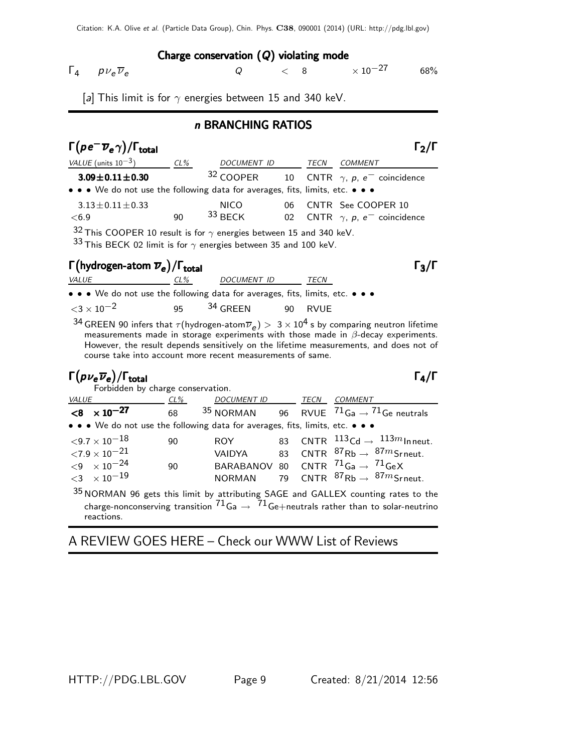### Charge conservation ($Q$) violating mode

| | | | | |
|---|---|---|---|---|
| $\Gamma_4$ | $p \nu_e \overline{\nu}_e$ | $Q$ | $< 8 \times 10^{-27}$ | 68% |

[a] This limit is for $\gamma$ energies between 15 and 340 keV.

## *n* BRANCHING RATIOS

### $\Gamma(pe^- \overline{\nu}_e \gamma)/\Gamma_{\text{total}}$ — $\Gamma_2/\Gamma$

| VALUE (units $10^{-3}$) | CL% | DOCUMENT ID | | TECN | COMMENT |
|---|---|---|---|---|---|
| **3.09±0.11±0.30** | | [32] COOPER | 10 | CNTR | $\gamma$, $p$, $e^-$ coincidence |
| • • • We do not use the following data for averages, fits, limits, etc. • • • | | | | | |
| 3.13±0.11±0.33 | | NICO | 06 | CNTR | See COOPER 10 |
| <6.9 | 90 | [33] BECK | 02 | CNTR | $\gamma$, $p$, $e^-$ coincidence |

[32] This COOPER 10 result is for $\gamma$ energies between 15 and 340 keV.
[33] This BECK 02 limit is for $\gamma$ energies between 35 and 100 keV.

### $\Gamma(\text{hydrogen-atom } \overline{\nu}_e)/\Gamma_{\text{total}}$ — $\Gamma_3/\Gamma$

| VALUE | CL% | DOCUMENT ID | | TECN |
|---|---|---|---|---|
| • • • We do not use the following data for averages, fits, limits, etc. • • • | | | | |
| $<3 \times 10^{-2}$ | 95 | [34] GREEN | 90 | RVUE |

[34] GREEN 90 infers that $\tau(\text{hydrogen-atom}\overline{\nu}_e) > 3 \times 10^4$ s by comparing neutron lifetime measurements made in storage experiments with those made in $\beta$-decay experiments. However, the result depends sensitively on the lifetime measurements, and does not of course take into account more recent measurements of same.

### $\Gamma(p \nu_e \overline{\nu}_e)/\Gamma_{\text{total}}$ — $\Gamma_4/\Gamma$

Forbidden by charge conservation.

| VALUE | CL% | DOCUMENT ID | | TECN | COMMENT |
|---|---|---|---|---|---|
| $\mathbf{<8 \times 10^{-27}}$ | 68 | [35] NORMAN | 96 | RVUE | $^{71}$Ga $\to$ $^{71}$Ge neutrals |
| • • • We do not use the following data for averages, fits, limits, etc. • • • | | | | | |
| $<9.7 \times 10^{-18}$ | 90 | ROY | 83 | CNTR | $^{113}$Cd $\to$ $^{113m}$In neut. |
| $<7.9 \times 10^{-21}$ | | VAIDYA | 83 | CNTR | $^{87}$Rb $\to$ $^{87m}$Sr neut. |
| $<9 \times 10^{-24}$ | 90 | BARABANOV | 80 | CNTR | $^{71}$Ga $\to$ $^{71}$GeX |
| $<3 \times 10^{-19}$ | | NORMAN | 79 | CNTR | $^{87}$Rb $\to$ $^{87m}$Sr neut. |

[35] NORMAN 96 gets this limit by attributing SAGE and GALLEX counting rates to the charge-nonconserving transition $^{71}$Ga $\to$ $^{71}$Ge+neutrals rather than to solar-neutrino reactions.

## A REVIEW GOES HERE – Check our WWW List of Reviews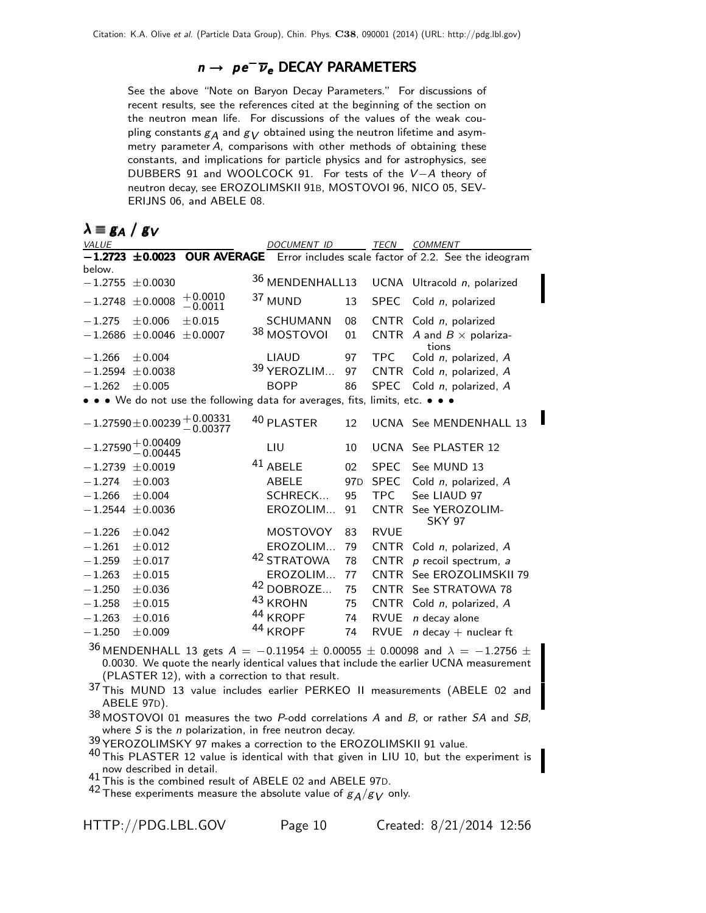## $n \to pe^- \overline{\nu}_e$ DECAY PARAMETERS

See the above "Note on Baryon Decay Parameters." For discussions of recent results, see the references cited at the beginning of the section on the neutron mean life. For discussions of the values of the weak coupling constants $g_A$ and $g_V$ obtained using the neutron lifetime and asymmetry parameter $A$, comparisons with other methods of obtaining these constants, and implications for particle physics and for astrophysics, see DUBBERS 91 and WOOLCOCK 91. For tests of the $V-A$ theory of neutron decay, see EROZOLIMSKII 91B, MOSTOVOI 96, NICO 05, SEVERIJNS 06, and ABELE 08.

### $\lambda \equiv g_A \,/\, g_V$

| VALUE | DOCUMENT ID | | TECN | COMMENT |
|---|---|---|---|---|
| **$-1.2723 \pm 0.0023$ OUR AVERAGE** Error includes scale factor of 2.2. See the ideogram below. | | | | |
| $-1.2755 \pm 0.0030$ | [36] MENDENHALL | 13 | UCNA | Ultracold $n$, polarized |
| $-1.2748 \pm 0.0008 \; {}^{+0.0010}_{-0.0011}$ | [37] MUND | 13 | SPEC | Cold $n$, polarized |
| $-1.275 \pm 0.006 \pm 0.015$ | SCHUMANN | 08 | CNTR | Cold $n$, polarized |
| $-1.2686 \pm 0.0046 \pm 0.0007$ | [38] MOSTOVOI | 01 | CNTR | $A$ and $B \times$ polarizations |
| $-1.266 \pm 0.004$ | LIAUD | 97 | TPC | Cold $n$, polarized, $A$ |
| $-1.2594 \pm 0.0038$ | [39] YEROZLIM... | 97 | CNTR | Cold $n$, polarized, $A$ |
| $-1.262 \pm 0.005$ | BOPP | 86 | SPEC | Cold $n$, polarized, $A$ |
| • • • We do not use the following data for averages, fits, limits, etc. • • • | | | | |
| $-1.27590 \pm 0.00239 \; {}^{+0.00331}_{-0.00377}$ | [40] PLASTER | 12 | UCNA | See MENDENHALL 13 |
| $-1.27590 \; {}^{+0.00409}_{-0.00445}$ | LIU | 10 | UCNA | See PLASTER 12 |
| $-1.2739 \pm 0.0019$ | [41] ABELE | 02 | SPEC | See MUND 13 |
| $-1.274 \pm 0.003$ | ABELE | 97D | SPEC | Cold $n$, polarized, $A$ |
| $-1.266 \pm 0.004$ | SCHRECK... | 95 | TPC | See LIAUD 97 |
| $-1.2544 \pm 0.0036$ | EROZOLIM... | 91 | CNTR | See YEROZOLIMSKY 97 |
| $-1.226 \pm 0.042$ | MOSTOVOY | 83 | RVUE | |
| $-1.261 \pm 0.012$ | EROZOLIM... | 79 | CNTR | Cold $n$, polarized, $A$ |
| $-1.259 \pm 0.017$ | [42] STRATOWA | 78 | CNTR | $p$ recoil spectrum, $a$ |
| $-1.263 \pm 0.015$ | EROZOLIM... | 77 | CNTR | See EROZOLIMSKII 79 |
| $-1.250 \pm 0.036$ | [42] DOBROZE... | 75 | CNTR | See STRATOWA 78 |
| $-1.258 \pm 0.015$ | [43] KROHN | 75 | CNTR | Cold $n$, polarized, $A$ |
| $-1.263 \pm 0.016$ | [44] KROPF | 74 | RVUE | $n$ decay alone |
| $-1.250 \pm 0.009$ | [44] KROPF | 74 | RVUE | $n$ decay + nuclear ft |

[36] MENDENHALL 13 gets $A = -0.11954 \pm 0.00055 \pm 0.00098$ and $\lambda = -1.2756 \pm 0.0030$. We quote the nearly identical values that include the earlier UCNA measurement (PLASTER 12), with a correction to that result.

[37] This MUND 13 value includes earlier PERKEO II measurements (ABELE 02 and ABELE 97D).

[38] MOSTOVOI 01 measures the two $P$-odd correlations $A$ and $B$, or rather $SA$ and $SB$, where $S$ is the $n$ polarization, in free neutron decay.

[39] YEROZOLIMSKY 97 makes a correction to the EROZOLIMSKII 91 value.

[40] This PLASTER 12 value is identical with that given in LIU 10, but the experiment is now described in detail.

[41] This is the combined result of ABELE 02 and ABELE 97D.

[42] These experiments measure the absolute value of $g_A/g_V$ only.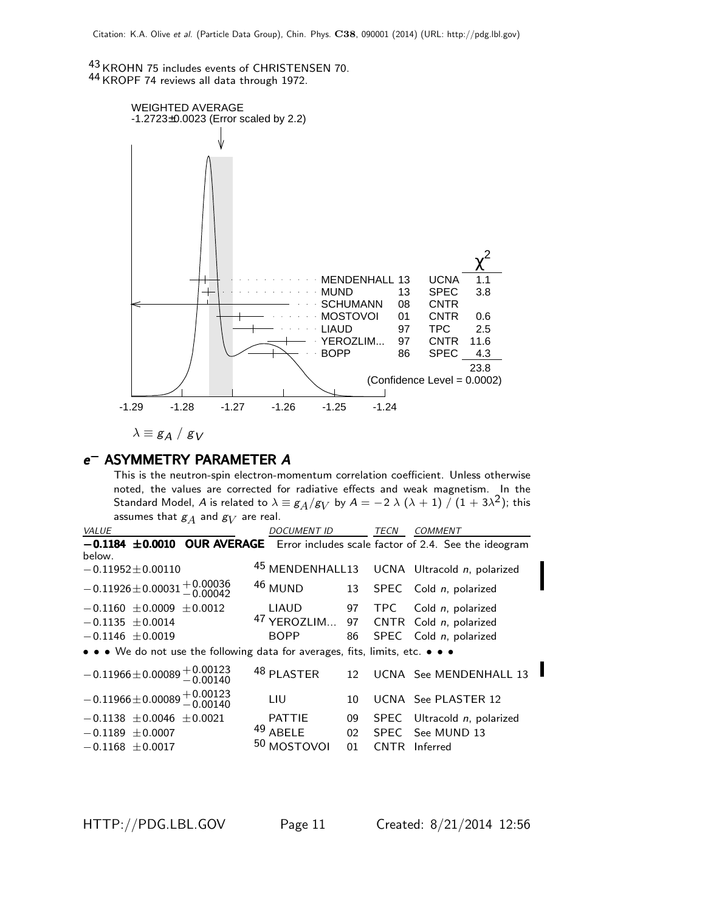[43] KROHN 75 includes events of CHRISTENSEN 70.
[44] KROPF 74 reviews all data through 1972.

WEIGHTED AVERAGE
-1.2723±0.0023 (Error scaled by 2.2)

| | | | $\chi^2$ |
|---|---|---|---|
| MENDENHALL | 13 | UCNA | 1.1 |
| MUND | 13 | SPEC | 3.8 |
| SCHUMANN | 08 | CNTR | |
| MOSTOVOI | 01 | CNTR | 0.6 |
| LIAUD | 97 | TPC | 2.5 |
| YEROZLIM... | 97 | CNTR | 11.6 |
| BOPP | 86 | SPEC | 4.3 |
| | | | 23.8 |

(Confidence Level = 0.0002)

-1.29 -1.28 -1.27 -1.26 -1.25 -1.24

$\lambda \equiv g_A \,/\, g_V$

## $e^-$ ASYMMETRY PARAMETER $A$

This is the neutron-spin electron-momentum correlation coefficient. Unless otherwise noted, the values are corrected for radiative effects and weak magnetism. In the Standard Model, $A$ is related to $\lambda \equiv g_A/g_V$ by $A = -2\ \lambda\ (\lambda + 1)\ /\ (1 + 3\lambda^2)$; this assumes that $g_A$ and $g_V$ are real.

| VALUE | DOCUMENT ID | | TECN | COMMENT |
|---|---|---|---|---|
| **$-$0.1184 ±0.0010 OUR AVERAGE** | Error includes scale factor of 2.4. See the ideogram below. | | | |
| $-0.11952 \pm 0.00110$ | [45] MENDENHALL | 13 | UCNA | Ultracold *n*, polarized |
| $-0.11926 \pm 0.00031 {}^{+0.00036}_{-0.00042}$ | [46] MUND | 13 | SPEC | Cold *n*, polarized |
| $-0.1160 \pm 0.0009 \pm 0.0012$ | LIAUD | 97 | TPC | Cold *n*, polarized |
| $-0.1135 \pm 0.0014$ | [47] YEROZLIM... | 97 | CNTR | Cold *n*, polarized |
| $-0.1146 \pm 0.0019$ | BOPP | 86 | SPEC | Cold *n*, polarized |
| • • • We do not use the following data for averages, fits, limits, etc. • • • | | | | |
| $-0.11966 \pm 0.00089 {}^{+0.00123}_{-0.00140}$ | [48] PLASTER | 12 | UCNA | See MENDENHALL 13 |
| $-0.11966 \pm 0.00089 {}^{+0.00123}_{-0.00140}$ | LIU | 10 | UCNA | See PLASTER 12 |
| $-0.1138 \pm 0.0046 \pm 0.0021$ | PATTIE | 09 | SPEC | Ultracold *n*, polarized |
| $-0.1189 \pm 0.0007$ | [49] ABELE | 02 | SPEC | See MUND 13 |
| $-0.1168 \pm 0.0017$ | [50] MOSTOVOI | 01 | CNTR | Inferred |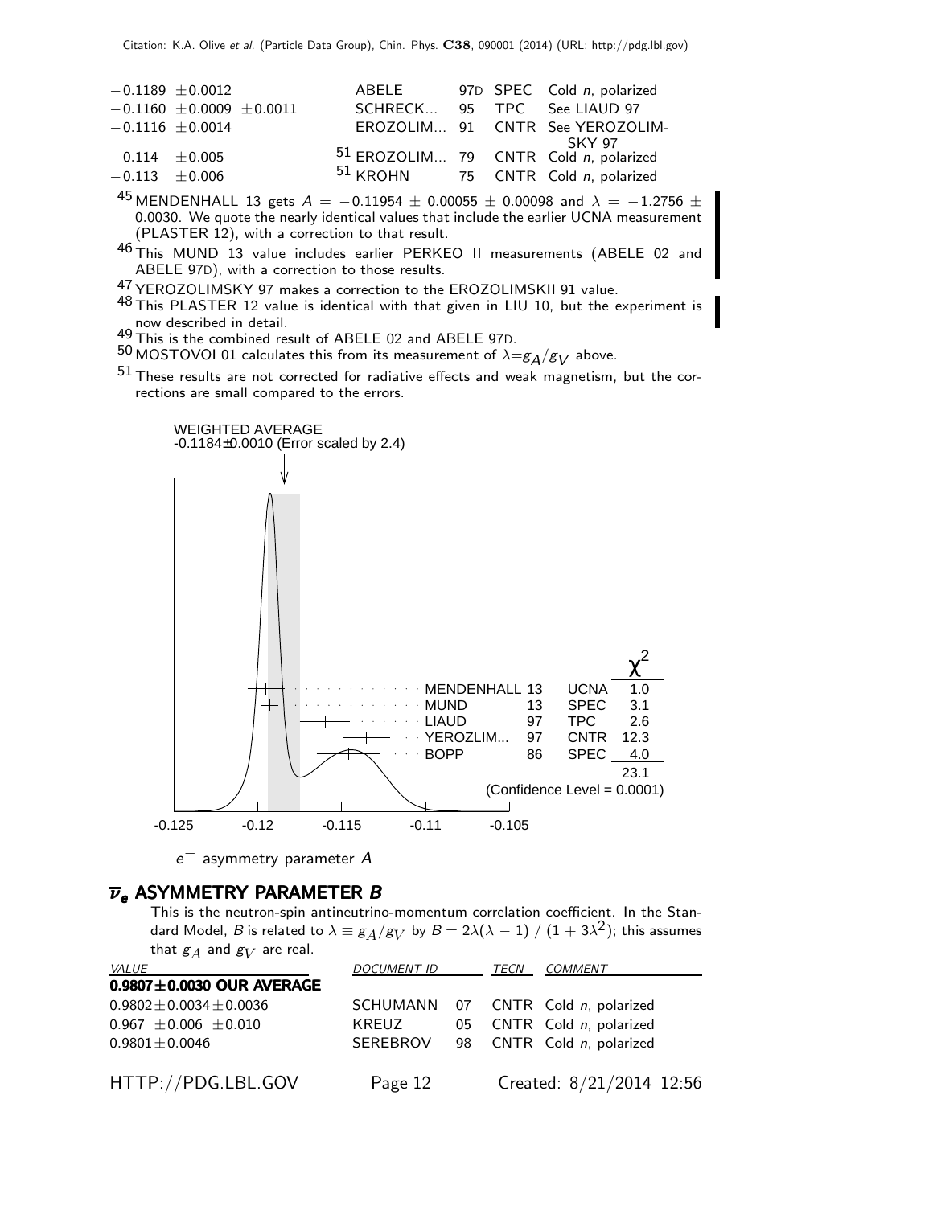| | | | | |
|---|---|---|---|---|
| $-0.1189 \pm 0.0012$ | ABELE | 97D | SPEC | Cold $n$, polarized |
| $-0.1160 \pm 0.0009 \pm 0.0011$ | SCHRECK... | 95 | TPC | See LIAUD 97 |
| $-0.1116 \pm 0.0014$ | EROZOLIM... | 91 | CNTR | See YEROZOLIMSKY 97 |
| $-0.114 \pm 0.005$ | [51] EROZOLIM... | 79 | CNTR | Cold $n$, polarized |
| $-0.113 \pm 0.006$ | [51] KROHN | 75 | CNTR | Cold $n$, polarized |

[45] MENDENHALL 13 gets $A = -0.11954 \pm 0.00055 \pm 0.00098$ and $\lambda = -1.2756 \pm 0.0030$. We quote the nearly identical values that include the earlier UCNA measurement (PLASTER 12), with a correction to that result.

[46] This MUND 13 value includes earlier PERKEO II measurements (ABELE 02 and ABELE 97D), with a correction to those results.

[47] YEROZOLIMSKY 97 makes a correction to the EROZOLIMSKII 91 value.

[48] This PLASTER 12 value is identical with that given in LIU 10, but the experiment is now described in detail.

[49] This is the combined result of ABELE 02 and ABELE 97D.

[50] MOSTOVOI 01 calculates this from its measurement of $\lambda = g_A/g_V$ above.

[51] These results are not corrected for radiative effects and weak magnetism, but the corrections are small compared to the errors.

WEIGHTED AVERAGE
-0.1184±0.0010 (Error scaled by 2.4)

| | | | $\chi^2$ |
|---|---|---|---|
| MENDENHALL | 13 | UCNA | 1.0 |
| MUND | 13 | SPEC | 3.1 |
| LIAUD | 97 | TPC | 2.6 |
| YEROZLIM... | 97 | CNTR | 12.3 |
| BOPP | 86 | SPEC | 4.0 |
| | | | 23.1 |

(Confidence Level = 0.0001)

$e^-$ asymmetry parameter $A$

## $\overline{\nu}_e$ ASYMMETRY PARAMETER $B$

This is the neutron-spin antineutrino-momentum correlation coefficient. In the Standard Model, $B$ is related to $\lambda \equiv g_A/g_V$ by $B = 2\lambda(\lambda - 1) / (1 + 3\lambda^2)$; this assumes that $g_A$ and $g_V$ are real.

| VALUE | DOCUMENT ID | | TECN | COMMENT |
|---|---|---|---|---|
| **0.9807±0.0030 OUR AVERAGE** | | | | |
| $0.9802 \pm 0.0034 \pm 0.0036$ | SCHUMANN | 07 | CNTR | Cold $n$, polarized |
| $0.967 \pm 0.006 \pm 0.010$ | KREUZ | 05 | CNTR | Cold $n$, polarized |
| $0.9801 \pm 0.0046$ | SEREBROV | 98 | CNTR | Cold $n$, polarized |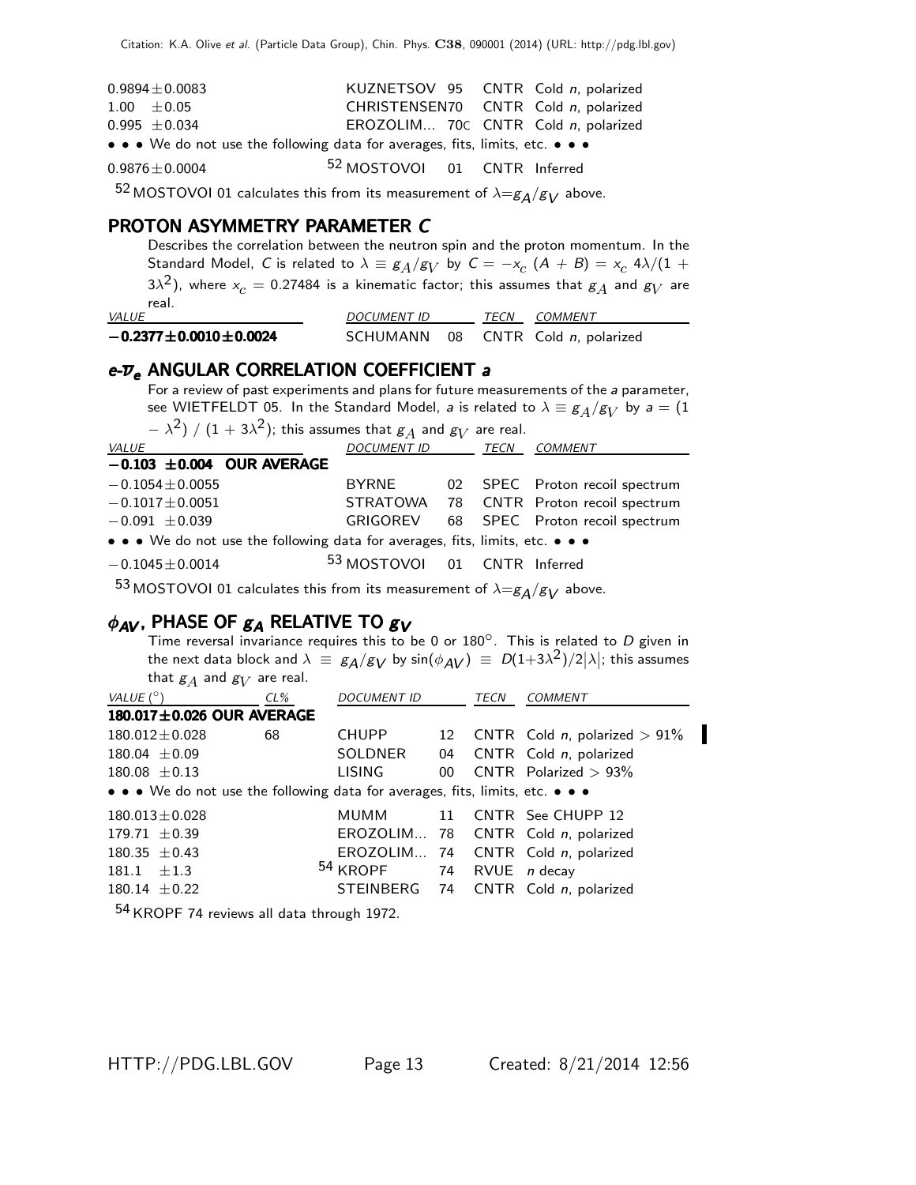| | | | |
|---|---|---|---|
| $0.9894 \pm 0.0083$ | KUZNETSOV 95 | CNTR | Cold $n$, polarized |
| $1.00 \pm 0.05$ | CHRISTENSEN70 | CNTR | Cold $n$, polarized |
| $0.995 \pm 0.034$ | EROZOLIM... 70C | CNTR | Cold $n$, polarized |
| • • • We do not use the following data for averages, fits, limits, etc. • • • | | | |
| $0.9876 \pm 0.0004$ | [52] MOSTOVOI 01 | CNTR | Inferred |

[52] MOSTOVOI 01 calculates this from its measurement of $\lambda = g_A/g_V$ above.

## PROTON ASYMMETRY PARAMETER $C$

Describes the correlation between the neutron spin and the proton momentum. In the Standard Model, $C$ is related to $\lambda \equiv g_A/g_V$ by $C = -x_c\ (A + B) = x_c\ 4\lambda/(1 + 3\lambda^2)$, where $x_c = 0.27484$ is a kinematic factor; this assumes that $g_A$ and $g_V$ are real.

| VALUE | DOCUMENT ID | TECN | COMMENT |
|---|---|---|---|
| **$-0.2377 \pm 0.0010 \pm 0.0024$** | SCHUMANN 08 | CNTR | Cold $n$, polarized |

## $e$-$\overline{\nu}_e$ ANGULAR CORRELATION COEFFICIENT $a$

For a review of past experiments and plans for future measurements of the $a$ parameter, see WIETFELDT 05. In the Standard Model, $a$ is related to $\lambda \equiv g_A/g_V$ by $a = (1 - \lambda^2)\ /\ (1 + 3\lambda^2)$; this assumes that $g_A$ and $g_V$ are real.

| VALUE | DOCUMENT ID | TECN | COMMENT |
|---|---|---|---|
| **$-0.103 \pm 0.004$ OUR AVERAGE** | | | |
| $-0.1054 \pm 0.0055$ | BYRNE 02 | SPEC | Proton recoil spectrum |
| $-0.1017 \pm 0.0051$ | STRATOWA 78 | CNTR | Proton recoil spectrum |
| $-0.091 \pm 0.039$ | GRIGOREV 68 | SPEC | Proton recoil spectrum |
| • • • We do not use the following data for averages, fits, limits, etc. • • • | | | |
| $-0.1045 \pm 0.0014$ | [53] MOSTOVOI 01 | CNTR | Inferred |

[53] MOSTOVOI 01 calculates this from its measurement of $\lambda = g_A/g_V$ above.

## $\phi_{AV}$, PHASE OF $g_A$ RELATIVE TO $g_V$

Time reversal invariance requires this to be 0 or 180°. This is related to $D$ given in the next data block and $\lambda \equiv g_A/g_V$ by $\sin(\phi_{AV}) \equiv D(1+3\lambda^2)/2|\lambda|$; this assumes that $g_A$ and $g_V$ are real.

| VALUE (°) | CL% | DOCUMENT ID | TECN | COMMENT |
|---|---|---|---|---|
| **$180.017 \pm 0.026$ OUR AVERAGE** | | | | |
| $180.012 \pm 0.028$ | 68 | CHUPP 12 | CNTR | Cold $n$, polarized $> 91\%$ |
| $180.04 \pm 0.09$ | | SOLDNER 04 | CNTR | Cold $n$, polarized |
| $180.08 \pm 0.13$ | | LISING 00 | CNTR | Polarized $> 93\%$ |
| • • • We do not use the following data for averages, fits, limits, etc. • • • | | | | |
| $180.013 \pm 0.028$ | | MUMM 11 | CNTR | See CHUPP 12 |
| $179.71 \pm 0.39$ | | EROZOLIM... 78 | CNTR | Cold $n$, polarized |
| $180.35 \pm 0.43$ | | EROZOLIM... 74 | CNTR | Cold $n$, polarized |
| $181.1 \pm 1.3$ | | [54] KROPF 74 | RVUE | $n$ decay |
| $180.14 \pm 0.22$ | | STEINBERG 74 | CNTR | Cold $n$, polarized |

[54] KROPF 74 reviews all data through 1972.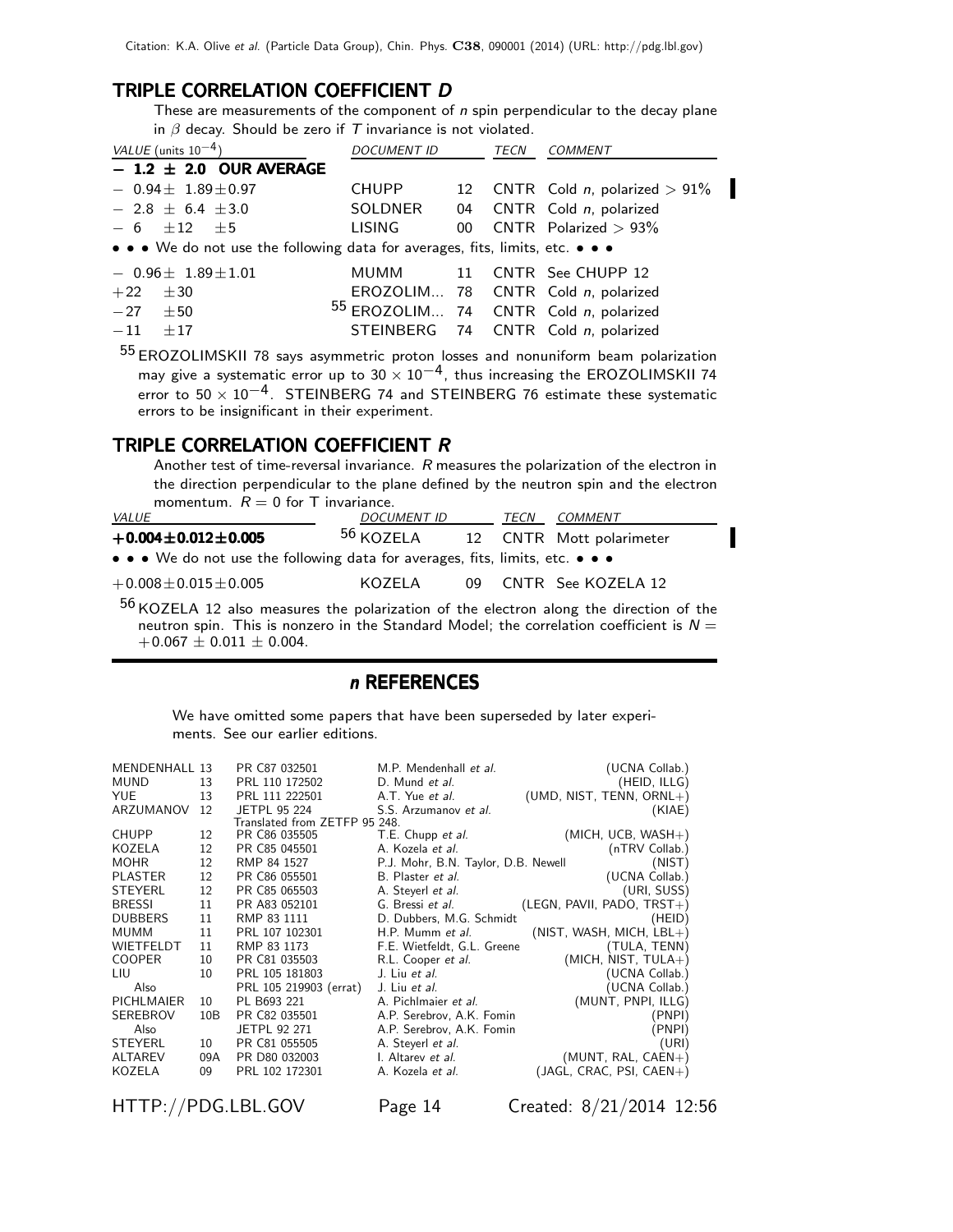## TRIPLE CORRELATION COEFFICIENT *D*

These are measurements of the component of *n* spin perpendicular to the decay plane in $\beta$ decay. Should be zero if *T* invariance is not violated.

| VALUE (units $10^{-4}$) | DOCUMENT ID | | TECN | COMMENT |
|---|---|---|---|---|
| **− 1.2 ± 2.0 OUR AVERAGE** | | | | |
| − 0.94 ± 1.89 ± 0.97 | CHUPP | 12 | CNTR | Cold *n*, polarized > 91% |
| − 2.8 ± 6.4 ± 3.0 | SOLDNER | 04 | CNTR | Cold *n*, polarized |
| − 6 ± 12 ± 5 | LISING | 00 | CNTR | Polarized > 93% |
| • • • We do not use the following data for averages, fits, limits, etc. • • • | | | | |
| − 0.96 ± 1.89 ± 1.01 | MUMM | 11 | CNTR | See CHUPP 12 |
| +22 ± 30 | EROZOLIM... | 78 | CNTR | Cold *n*, polarized |
| −27 ± 50 | [55] EROZOLIM... | 74 | CNTR | Cold *n*, polarized |
| −11 ± 17 | STEINBERG | 74 | CNTR | Cold *n*, polarized |

[55] EROZOLIMSKII 78 says asymmetric proton losses and nonuniform beam polarization may give a systematic error up to $30 \times 10^{-4}$, thus increasing the EROZOLIMSKII 74 error to $50 \times 10^{-4}$. STEINBERG 74 and STEINBERG 76 estimate these systematic errors to be insignificant in their experiment.

## TRIPLE CORRELATION COEFFICIENT *R*

Another test of time-reversal invariance. *R* measures the polarization of the electron in the direction perpendicular to the plane defined by the neutron spin and the electron momentum. $R = 0$ for T invariance.

| VALUE | DOCUMENT ID | | TECN | COMMENT |
|---|---|---|---|---|
| **+0.004 ± 0.012 ± 0.005** | [56] KOZELA | 12 | CNTR | Mott polarimeter |
| • • • We do not use the following data for averages, fits, limits, etc. • • • | | | | |
| +0.008 ± 0.015 ± 0.005 | KOZELA | 09 | CNTR | See KOZELA 12 |

[56] KOZELA 12 also measures the polarization of the electron along the direction of the neutron spin. This is nonzero in the Standard Model; the correlation coefficient is $N = +0.067 \pm 0.011 \pm 0.004$.

## *n* REFERENCES

We have omitted some papers that have been superseded by later experiments. See our earlier editions.

| | | | | |
|---|---|---|---|---|
| MENDENHALL | 13 | PR C87 032501 | M.P. Mendenhall *et al.* | (UCNA Collab.) |
| MUND | 13 | PRL 110 172502 | D. Mund *et al.* | (HEID, ILLG) |
| YUE | 13 | PRL 111 222501 | A.T. Yue *et al.* | (UMD, NIST, TENN, ORNL+) |
| ARZUMANOV | 12 | JETPL 95 224 | S.S. Arzumanov *et al.* | (KIAE) |
| | | Translated from ZETFP 95 248. | | |
| CHUPP | 12 | PR C86 035505 | T.E. Chupp *et al.* | (MICH, UCB, WASH+) |
| KOZELA | 12 | PR C85 045501 | A. Kozela *et al.* | (nTRV Collab.) |
| MOHR | 12 | RMP 84 1527 | P.J. Mohr, B.N. Taylor, D.B. Newell | (NIST) |
| PLASTER | 12 | PR C86 055501 | B. Plaster *et al.* | (UCNA Collab.) |
| STEYERL | 12 | PR C85 065503 | A. Steyerl *et al.* | (URI, SUSS) |
| BRESSI | 11 | PR A83 052101 | G. Bressi *et al.* | (LEGN, PAVII, PADO, TRST+) |
| DUBBERS | 11 | RMP 83 1111 | D. Dubbers, M.G. Schmidt | (HEID) |
| MUMM | 11 | PRL 107 102301 | H.P. Mumm *et al.* | (NIST, WASH, MICH, LBL+) |
| WIETFELDT | 11 | RMP 83 1173 | F.E. Wietfeldt, G.L. Greene | (TULA, TENN) |
| COOPER | 10 | PR C81 035503 | R.L. Cooper *et al.* | (MICH, NIST, TULA+) |
| LIU | 10 | PRL 105 181803 | J. Liu *et al.* | (UCNA Collab.) |
| Also | | PRL 105 219903 (errat) | J. Liu *et al.* | (UCNA Collab.) |
| PICHLMAIER | 10 | PL B693 221 | A. Pichlmaier *et al.* | (MUNT, PNPI, ILLG) |
| SEREBROV | 10B | PR C82 035501 | A.P. Serebrov, A.K. Fomin | (PNPI) |
| Also | | JETPL 92 271 | A.P. Serebrov, A.K. Fomin | (PNPI) |
| STEYERL | 10 | PR C81 055505 | A. Steyerl *et al.* | (URI) |
| ALTAREV | 09A | PR D80 032003 | I. Altarev *et al.* | (MUNT, RAL, CAEN+) |
| KOZELA | 09 | PRL 102 172301 | A. Kozela *et al.* | (JAGL, CRAC, PSI, CAEN+) |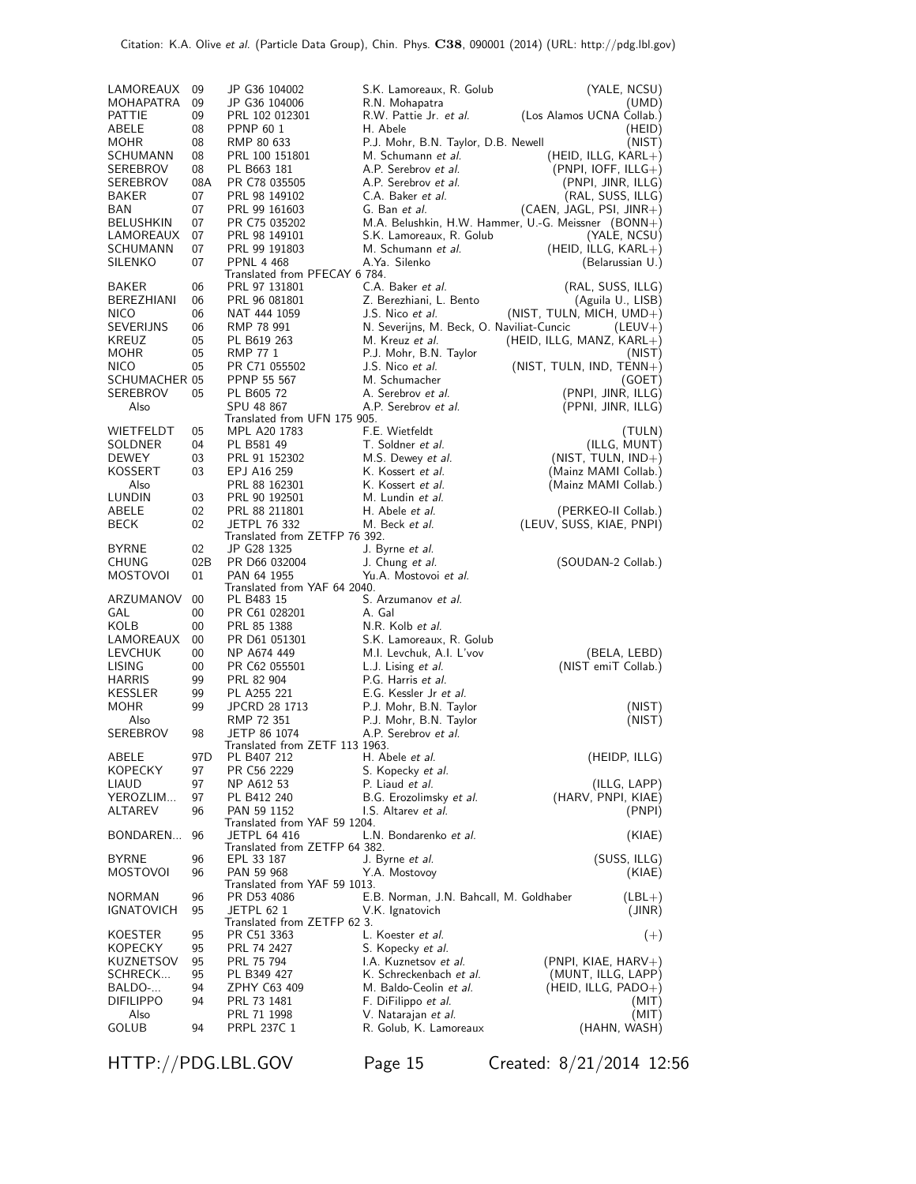| | | | | |
|---|---|---|---|---|
| LAMOREAUX | 09 | JP G36 104002 | S.K. Lamoreaux, R. Golub | (YALE, NCSU) |
| MOHAPATRA | 09 | JP G36 104006 | R.N. Mohapatra | (UMD) |
| PATTIE | 09 | PRL 102 012301 | R.W. Pattie Jr. *et al.* | (Los Alamos UCNA Collab.) |
| ABELE | 08 | PPNP 60 1 | H. Abele | (HEID) |
| MOHR | 08 | RMP 80 633 | P.J. Mohr, B.N. Taylor, D.B. Newell | (NIST) |
| SCHUMANN | 08 | PRL 100 151801 | M. Schumann *et al.* | (HEID, ILLG, KARL+) |
| SEREBROV | 08 | PL B663 181 | A.P. Serebrov *et al.* | (PNPI, IOFF, ILLG+) |
| SEREBROV | 08A | PR C78 035505 | A.P. Serebrov *et al.* | (PNPI, JINR, ILLG) |
| BAKER | 07 | PRL 98 149102 | C.A. Baker *et al.* | (RAL, SUSS, ILLG) |
| BAN | 07 | PRL 99 161603 | G. Ban *et al.* | (CAEN, JAGL, PSI, JINR+) |
| BELUSHKIN | 07 | PR C75 035202 | M.A. Belushkin, H.W. Hammer, U.-G. Meissner | (BONN+) |
| LAMOREAUX | 07 | PRL 98 149101 | S.K. Lamoreaux, R. Golub | (YALE, NCSU) |
| SCHUMANN | 07 | PRL 99 191803 | M. Schumann *et al.* | (HEID, ILLG, KARL+) |
| SILENKO | 07 | PPNL 4 468 | A.Ya. Silenko | (Belarussian U.) |
| | | Translated from PFECAY 6 784. | | |
| BAKER | 06 | PRL 97 131801 | C.A. Baker *et al.* | (RAL, SUSS, ILLG) |
| BEREZHIANI | 06 | PRL 96 081801 | Z. Berezhiani, L. Bento | (Aguila U., LISB) |
| NICO | 06 | NAT 444 1059 | J.S. Nico *et al.* | (NIST, TULN, MICH, UMD+) |
| SEVERIJNS | 06 | RMP 78 991 | N. Severijns, M. Beck, O. Naviliat-Cuncic | (LEUV+) |
| KREUZ | 05 | PL B619 263 | M. Kreuz *et al.* | (HEID, ILLG, MANZ, KARL+) |
| MOHR | 05 | RMP 77 1 | P.J. Mohr, B.N. Taylor | (NIST) |
| NICO | 05 | PR C71 055502 | J.S. Nico *et al.* | (NIST, TULN, IND, TENN+) |
| SCHUMACHER | 05 | PPNP 55 567 | M. Schumacher | (GOET) |
| SEREBROV | 05 | PL B605 72 | A. Serebrov *et al.* | (PNPI, JINR, ILLG) |
| Also | | SPU 48 867 | A.P. Serebrov *et al.* | (PPNI, JINR, ILLG) |
| | | Translated from UFN 175 905. | | |
| WIETFELDT | 05 | MPL A20 1783 | F.E. Wietfeldt | (TULN) |
| SOLDNER | 04 | PL B581 49 | T. Soldner *et al.* | (ILLG, MUNT) |
| DEWEY | 03 | PRL 91 152302 | M.S. Dewey *et al.* | (NIST, TULN, IND+) |
| KOSSERT | 03 | EPJ A16 259 | K. Kossert *et al.* | (Mainz MAMI Collab.) |
| Also | | PRL 88 162301 | K. Kossert *et al.* | (Mainz MAMI Collab.) |
| LUNDIN | 03 | PRL 90 192501 | M. Lundin *et al.* | |
| ABELE | 02 | PRL 88 211801 | H. Abele *et al.* | (PERKEO-II Collab.) |
| BECK | 02 | JETPL 76 332 | M. Beck *et al.* | (LEUV, SUSS, KIAE, PNPI) |
| | | Translated from ZETFP 76 392. | | |
| BYRNE | 02 | JP G28 1325 | J. Byrne *et al.* | |
| CHUNG | 02B | PR D66 032004 | J. Chung *et al.* | (SOUDAN-2 Collab.) |
| MOSTOVOI | 01 | PAN 64 1955 | Yu.A. Mostovoi *et al.* | |
| | | Translated from YAF 64 2040. | | |
| ARZUMANOV | 00 | PL B483 15 | S. Arzumanov *et al.* | |
| GAL | 00 | PR C61 028201 | A. Gal | |
| KOLB | 00 | PRL 85 1388 | N.R. Kolb *et al.* | |
| LAMOREAUX | 00 | PR D61 051301 | S.K. Lamoreaux, R. Golub | |
| LEVCHUK | 00 | NP A674 449 | M.I. Levchuk, A.I. L'vov | (BELA, LEBD) |
| LISING | 00 | PR C62 055501 | L.J. Lising *et al.* | (NIST emiT Collab.) |
| HARRIS | 99 | PRL 82 904 | P.G. Harris *et al.* | |
| KESSLER | 99 | PL A255 221 | E.G. Kessler Jr *et al.* | |
| MOHR | 99 | JPCRD 28 1713 | P.J. Mohr, B.N. Taylor | (NIST) |
| Also | | RMP 72 351 | P.J. Mohr, B.N. Taylor | (NIST) |
| SEREBROV | 98 | JETP 86 1074 | A.P. Serebrov *et al.* | |
| | | Translated from ZETF 113 1963. | | |
| ABELE | 97D | PL B407 212 | H. Abele *et al.* | (HEIDP, ILLG) |
| KOPECKY | 97 | PR C56 2229 | S. Kopecky *et al.* | |
| LIAUD | 97 | NP A612 53 | P. Liaud *et al.* | (ILLG, LAPP) |
| YEROZLIM... | 97 | PL B412 240 | B.G. Erozolimsky *et al.* | (HARV, PNPI, KIAE) |
| ALTAREV | 96 | PAN 59 1152 | I.S. Altarev *et al.* | (PNPI) |
| | | Translated from YAF 59 1204. | | |
| BONDAREN... | 96 | JETPL 64 416 | L.N. Bondarenko *et al.* | (KIAE) |
| | | Translated from ZETFP 64 382. | | |
| BYRNE | 96 | EPL 33 187 | J. Byrne *et al.* | (SUSS, ILLG) |
| MOSTOVOI | 96 | PAN 59 968 | Y.A. Mostovoy | (KIAE) |
| | | Translated from YAF 59 1013. | | |
| NORMAN | 96 | PR D53 4086 | E.B. Norman, J.N. Bahcall, M. Goldhaber | (LBL+) |
| IGNATOVICH | 95 | JETPL 62 1 | V.K. Ignatovich | (JINR) |
| | | Translated from ZETFP 62 3. | | |
| KOESTER | 95 | PR C51 3363 | L. Koester *et al.* | (+) |
| KOPECKY | 95 | PRL 74 2427 | S. Kopecky *et al.* | |
| KUZNETSOV | 95 | PRL 75 794 | I.A. Kuznetsov *et al.* | (PNPI, KIAE, HARV+) |
| SCHRECK... | 95 | PL B349 427 | K. Schreckenbach *et al.* | (MUNT, ILLG, LAPP) |
| BALDO-... | 94 | ZPHY C63 409 | M. Baldo-Ceolin *et al.* | (HEID, ILLG, PADO+) |
| DIFILIPPO | 94 | PRL 73 1481 | F. DiFilippo *et al.* | (MIT) |
| Also | | PRL 71 1998 | V. Natarajan *et al.* | (MIT) |
| GOLUB | 94 | PRPL 237C 1 | R. Golub, K. Lamoreaux | (HAHN, WASH) |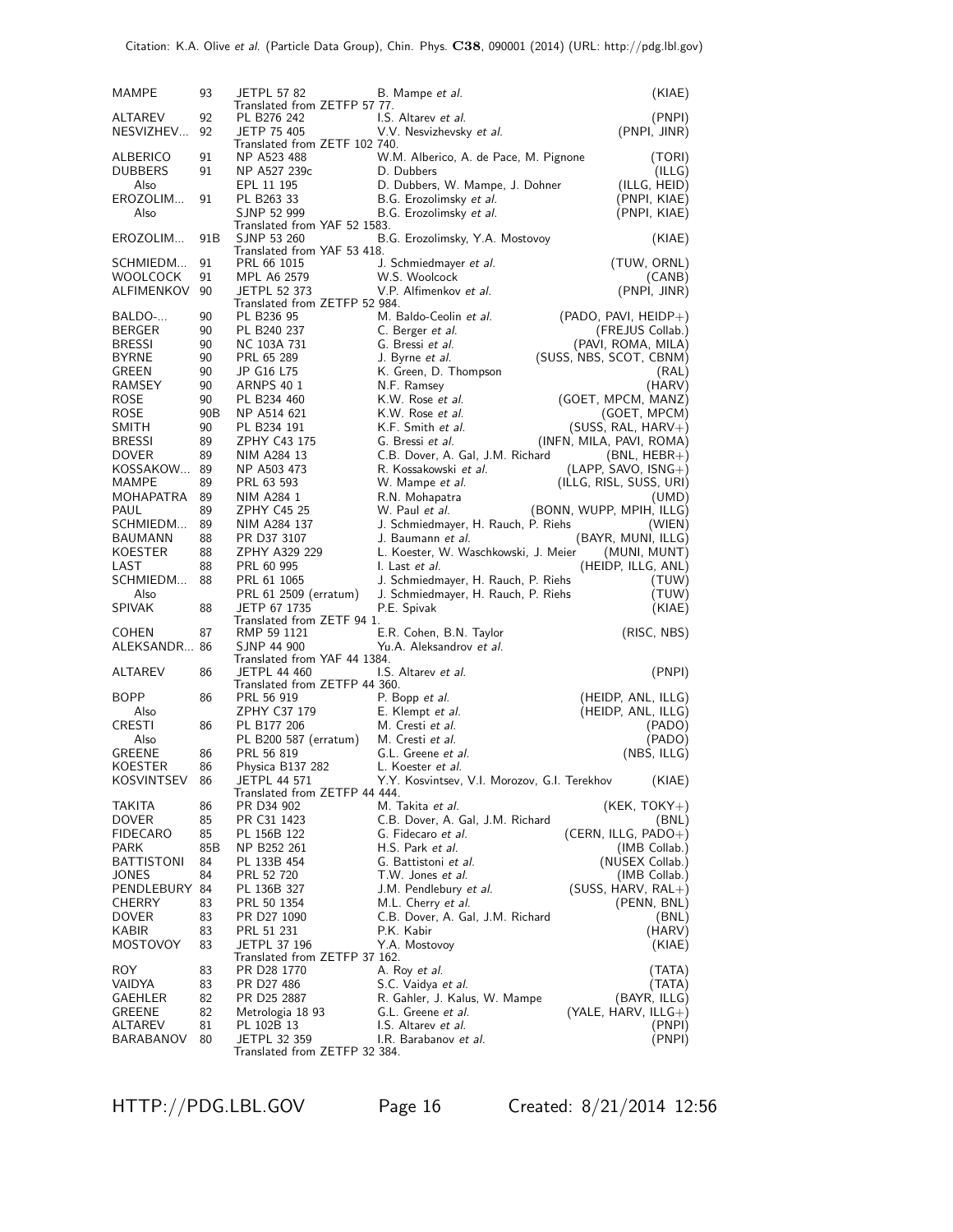| | | | | |
|---|---|---|---|---|
| MAMPE | 93 | JETPL 57 82 | B. Mampe *et al.* | (KIAE) |
| | | Translated from ZETFP 57 77. | | |
| ALTAREV | 92 | PL B276 242 | I.S. Altarev *et al.* | (PNPI) |
| NESVIZHEV... | 92 | JETP 75 405 | V.V. Nesvizhevsky *et al.* | (PNPI, JINR) |
| | | Translated from ZETF 102 740. | | |
| ALBERICO | 91 | NP A523 488 | W.M. Alberico, A. de Pace, M. Pignone | (TORI) |
| DUBBERS | 91 | NP A527 239c | D. Dubbers | (ILLG) |
| Also | | EPL 11 195 | D. Dubbers, W. Mampe, J. Dohner | (ILLG, HEID) |
| EROZOLIM... | 91 | PL B263 33 | B.G. Erozolimsky *et al.* | (PNPI, KIAE) |
| Also | | SJNP 52 999 | B.G. Erozolimsky *et al.* | (PNPI, KIAE) |
| | | Translated from YAF 52 1583. | | |
| EROZOLIM... | 91B | SJNP 53 260 | B.G. Erozolimsky, Y.A. Mostovoy | (KIAE) |
| | | Translated from YAF 53 418. | | |
| SCHMIEDM... | 91 | PRL 66 1015 | J. Schmiedmayer *et al.* | (TUW, ORNL) |
| WOOLCOCK | 91 | MPL A6 2579 | W.S. Woolcock | (CANB) |
| ALFIMENKOV | 90 | JETPL 52 373 | V.P. Alfimenkov *et al.* | (PNPI, JINR) |
| | | Translated from ZETFP 52 984. | | |
| BALDO-... | 90 | PL B236 95 | M. Baldo-Ceolin *et al.* | (PADO, PAVI, HEIDP+) |
| BERGER | 90 | PL B240 237 | C. Berger *et al.* | (FREJUS Collab.) |
| BRESSI | 90 | NC 103A 731 | G. Bressi *et al.* | (PAVI, ROMA, MILA) |
| BYRNE | 90 | PRL 65 289 | J. Byrne *et al.* | (SUSS, NBS, SCOT, CBNM) |
| GREEN | 90 | JP G16 L75 | K. Green, D. Thompson | (RAL) |
| RAMSEY | 90 | ARNPS 40 1 | N.F. Ramsey | (HARV) |
| ROSE | 90 | PL B234 460 | K.W. Rose *et al.* | (GOET, MPCM, MANZ) |
| ROSE | 90B | NP A514 621 | K.W. Rose *et al.* | (GOET, MPCM) |
| SMITH | 90 | PL B234 191 | K.F. Smith *et al.* | (SUSS, RAL, HARV+) |
| BRESSI | 89 | ZPHY C43 175 | G. Bressi *et al.* | (INFN, MILA, PAVI, ROMA) |
| DOVER | 89 | NIM A284 13 | C.B. Dover, A. Gal, J.M. Richard | (BNL, HEBR+) |
| KOSSAKOW... | 89 | NP A503 473 | R. Kossakowski *et al.* | (LAPP, SAVO, ISNG+) |
| MAMPE | 89 | PRL 63 593 | W. Mampe *et al.* | (ILLG, RISL, SUSS, URI) |
| MOHAPATRA | 89 | NIM A284 1 | R.N. Mohapatra | (UMD) |
| PAUL | 89 | ZPHY C45 25 | W. Paul *et al.* | (BONN, WUPP, MPIH, ILLG) |
| SCHMIEDM... | 89 | NIM A284 137 | J. Schmiedmayer, H. Rauch, P. Riehs | (WIEN) |
| BAUMANN | 88 | PR D37 3107 | J. Baumann *et al.* | (BAYR, MUNI, ILLG) |
| KOESTER | 88 | ZPHY A329 229 | L. Koester, W. Waschkowski, J. Meier | (MUNI, MUNT) |
| LAST | 88 | PRL 60 995 | I. Last *et al.* | (HEIDP, ILLG, ANL) |
| SCHMIEDM... | 88 | PRL 61 1065 | J. Schmiedmayer, H. Rauch, P. Riehs | (TUW) |
| Also | | PRL 61 2509 (erratum) | J. Schmiedmayer, H. Rauch, P. Riehs | (TUW) |
| SPIVAK | 88 | JETP 67 1735 | P.E. Spivak | (KIAE) |
| | | Translated from ZETF 94 1. | | |
| COHEN | 87 | RMP 59 1121 | E.R. Cohen, B.N. Taylor | (RISC, NBS) |
| ALEKSANDR... | 86 | SJNP 44 900 | Yu.A. Aleksandrov *et al.* | |
| | | Translated from YAF 44 1384. | | |
| ALTAREV | 86 | JETPL 44 460 | I.S. Altarev *et al.* | (PNPI) |
| | | Translated from ZETFP 44 360. | | |
| BOPP | 86 | PRL 56 919 | P. Bopp *et al.* | (HEIDP, ANL, ILLG) |
| Also | | ZPHY C37 179 | E. Klempt *et al.* | (HEIDP, ANL, ILLG) |
| CRESTI | 86 | PL B177 206 | M. Cresti *et al.* | (PADO) |
| Also | | PL B200 587 (erratum) | M. Cresti *et al.* | (PADO) |
| GREENE | 86 | PRL 56 819 | G.L. Greene *et al.* | (NBS, ILLG) |
| KOESTER | 86 | Physica B137 282 | L. Koester *et al.* | |
| KOSVINTSEV | 86 | JETPL 44 571 | Y.Y. Kosvintsev, V.I. Morozov, G.I. Terekhov | (KIAE) |
| | | Translated from ZETFP 44 444. | | |
| TAKITA | 86 | PR D34 902 | M. Takita *et al.* | (KEK, TOKY+) |
| DOVER | 85 | PR C31 1423 | C.B. Dover, A. Gal, J.M. Richard | (BNL) |
| FIDECARO | 85 | PL 156B 122 | G. Fidecaro *et al.* | (CERN, ILLG, PADO+) |
| PARK | 85B | NP B252 261 | H.S. Park *et al.* | (IMB Collab.) |
| BATTISTONI | 84 | PL 133B 454 | G. Battistoni *et al.* | (NUSEX Collab.) |
| JONES | 84 | PRL 52 720 | T.W. Jones *et al.* | (IMB Collab.) |
| PENDLEBURY | 84 | PL 136B 327 | J.M. Pendlebury *et al.* | (SUSS, HARV, RAL+) |
| CHERRY | 83 | PRL 50 1354 | M.L. Cherry *et al.* | (PENN, BNL) |
| DOVER | 83 | PR D27 1090 | C.B. Dover, A. Gal, J.M. Richard | (BNL) |
| KABIR | 83 | PRL 51 231 | P.K. Kabir | (HARV) |
| MOSTOVOY | 83 | JETPL 37 196 | Y.A. Mostovoy | (KIAE) |
| | | Translated from ZETFP 37 162. | | |
| ROY | 83 | PR D28 1770 | A. Roy *et al.* | (TATA) |
| VAIDYA | 83 | PR D27 486 | S.C. Vaidya *et al.* | (TATA) |
| GAEHLER | 82 | PR D25 2887 | R. Gahler, J. Kalus, W. Mampe | (BAYR, ILLG) |
| GREENE | 82 | Metrologia 18 93 | G.L. Greene *et al.* | (YALE, HARV, ILLG+) |
| ALTAREV | 81 | PL 102B 13 | I.S. Altarev *et al.* | (PNPI) |
| BARABANOV | 80 | JETPL 32 359 | I.R. Barabanov *et al.* | (PNPI) |
| | | Translated from ZETFP 32 384. | | |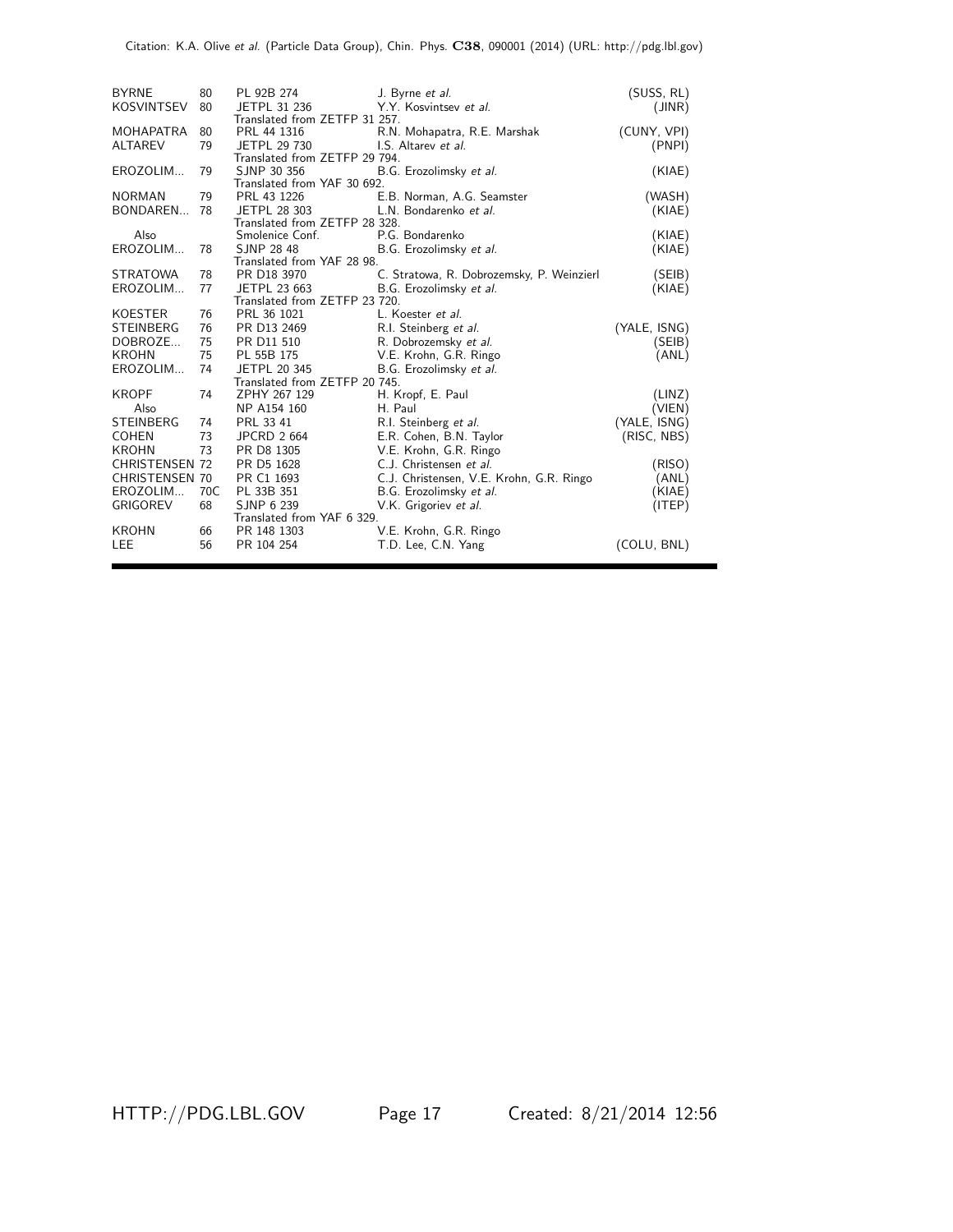| | | | | |
|---|---|---|---|---|
| BYRNE | 80 | PL 92B 274 | J. Byrne *et al.* | (SUSS, RL) |
| KOSVINTSEV | 80 | JETPL 31 236 | Y.Y. Kosvintsev *et al.* | (JINR) |
| | | Translated from ZETFP 31 257. | | |
| MOHAPATRA | 80 | PRL 44 1316 | R.N. Mohapatra, R.E. Marshak | (CUNY, VPI) |
| ALTAREV | 79 | JETPL 29 730 | I.S. Altarev *et al.* | (PNPI) |
| | | Translated from ZETFP 29 794. | | |
| EROZOLIM... | 79 | SJNP 30 356 | B.G. Erozolimsky *et al.* | (KIAE) |
| | | Translated from YAF 30 692. | | |
| NORMAN | 79 | PRL 43 1226 | E.B. Norman, A.G. Seamster | (WASH) |
| BONDAREN... | 78 | JETPL 28 303 | L.N. Bondarenko *et al.* | (KIAE) |
| | | Translated from ZETFP 28 328. | | |
| Also | | Smolenice Conf. | P.G. Bondarenko | (KIAE) |
| EROZOLIM... | 78 | SJNP 28 48 | B.G. Erozolimsky *et al.* | (KIAE) |
| | | Translated from YAF 28 98. | | |
| STRATOWA | 78 | PR D18 3970 | C. Stratowa, R. Dobrozemsky, P. Weinzierl | (SEIB) |
| EROZOLIM... | 77 | JETPL 23 663 | B.G. Erozolimsky *et al.* | (KIAE) |
| | | Translated from ZETFP 23 720. | | |
| KOESTER | 76 | PRL 36 1021 | L. Koester *et al.* | |
| STEINBERG | 76 | PR D13 2469 | R.I. Steinberg *et al.* | (YALE, ISNG) |
| DOBROZE... | 75 | PR D11 510 | R. Dobrozemsky *et al.* | (SEIB) |
| KROHN | 75 | PL 55B 175 | V.E. Krohn, G.R. Ringo | (ANL) |
| EROZOLIM... | 74 | JETPL 20 345 | B.G. Erozolimsky *et al.* | |
| | | Translated from ZETFP 20 745. | | |
| KROPF | 74 | ZPHY 267 129 | H. Kropf, E. Paul | (LINZ) |
| Also | | NP A154 160 | H. Paul | (VIEN) |
| STEINBERG | 74 | PRL 33 41 | R.I. Steinberg *et al.* | (YALE, ISNG) |
| COHEN | 73 | JPCRD 2 664 | E.R. Cohen, B.N. Taylor | (RISC, NBS) |
| KROHN | 73 | PR D8 1305 | V.E. Krohn, G.R. Ringo | |
| CHRISTENSEN | 72 | PR D5 1628 | C.J. Christensen *et al.* | (RISO) |
| CHRISTENSEN | 70 | PR C1 1693 | C.J. Christensen, V.E. Krohn, G.R. Ringo | (ANL) |
| EROZOLIM... | 70C | PL 33B 351 | B.G. Erozolimsky *et al.* | (KIAE) |
| GRIGOREV | 68 | SJNP 6 239 | V.K. Grigoriev *et al.* | (ITEP) |
| | | Translated from YAF 6 329. | | |
| KROHN | 66 | PR 148 1303 | V.E. Krohn, G.R. Ringo | |
| LEE | 56 | PR 104 254 | T.D. Lee, C.N. Yang | (COLU, BNL) |